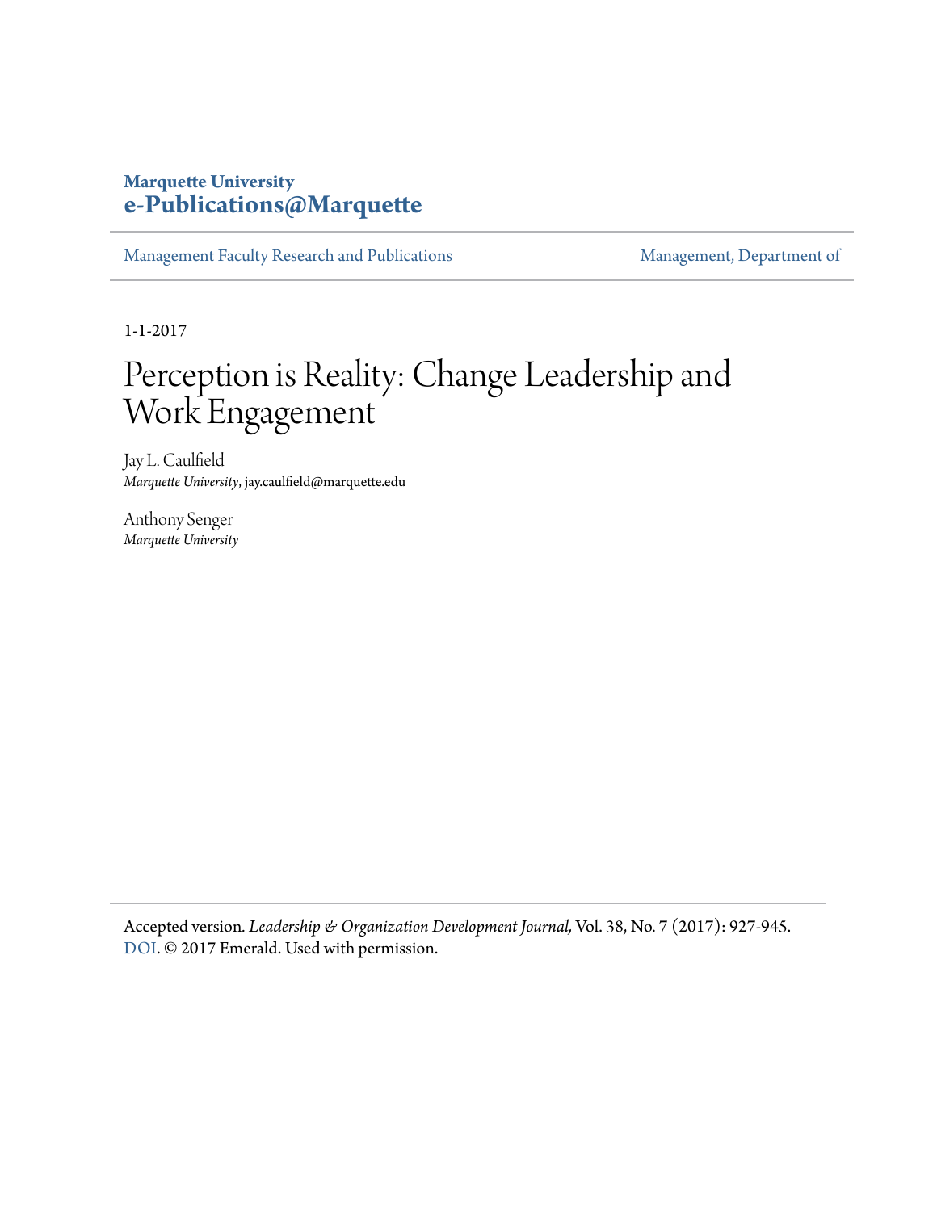**Marquette University**
**e-Publications@Marquette**

Management Faculty Research and Publications | Management, Department of

1-1-2017

# Perception is Reality: Change Leadership and Work Engagement

Jay L. Caulfield
*Marquette University*, jay.caulfield@marquette.edu

Anthony Senger
*Marquette University*

Accepted version. *Leadership & Organization Development Journal,* Vol. 38, No. 7 (2017): 927-945. DOI. © 2017 Emerald. Used with permission.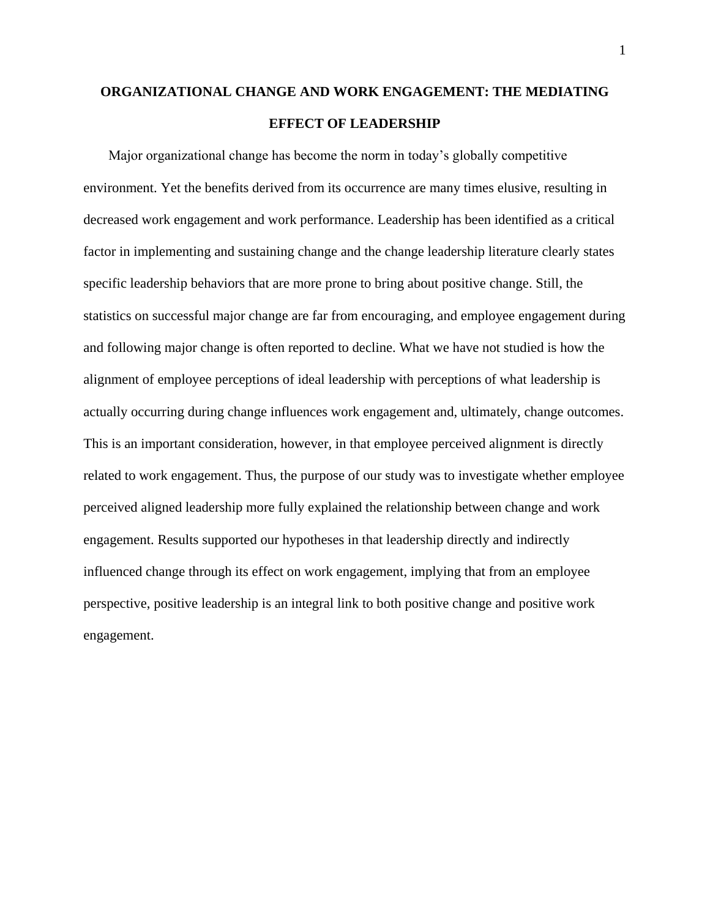# ORGANIZATIONAL CHANGE AND WORK ENGAGEMENT: THE MEDIATING EFFECT OF LEADERSHIP

Major organizational change has become the norm in today's globally competitive environment. Yet the benefits derived from its occurrence are many times elusive, resulting in decreased work engagement and work performance. Leadership has been identified as a critical factor in implementing and sustaining change and the change leadership literature clearly states specific leadership behaviors that are more prone to bring about positive change. Still, the statistics on successful major change are far from encouraging, and employee engagement during and following major change is often reported to decline. What we have not studied is how the alignment of employee perceptions of ideal leadership with perceptions of what leadership is actually occurring during change influences work engagement and, ultimately, change outcomes. This is an important consideration, however, in that employee perceived alignment is directly related to work engagement. Thus, the purpose of our study was to investigate whether employee perceived aligned leadership more fully explained the relationship between change and work engagement. Results supported our hypotheses in that leadership directly and indirectly influenced change through its effect on work engagement, implying that from an employee perspective, positive leadership is an integral link to both positive change and positive work engagement.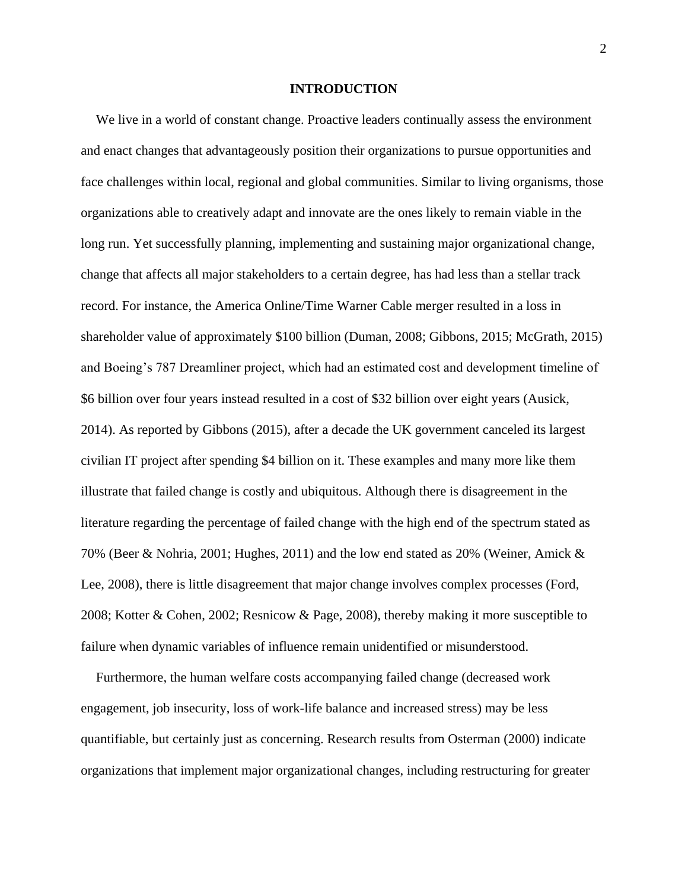# INTRODUCTION

We live in a world of constant change. Proactive leaders continually assess the environment and enact changes that advantageously position their organizations to pursue opportunities and face challenges within local, regional and global communities. Similar to living organisms, those organizations able to creatively adapt and innovate are the ones likely to remain viable in the long run. Yet successfully planning, implementing and sustaining major organizational change, change that affects all major stakeholders to a certain degree, has had less than a stellar track record. For instance, the America Online/Time Warner Cable merger resulted in a loss in shareholder value of approximately $100 billion (Duman, 2008; Gibbons, 2015; McGrath, 2015) and Boeing's 787 Dreamliner project, which had an estimated cost and development timeline of $6 billion over four years instead resulted in a cost of $32 billion over eight years (Ausick, 2014). As reported by Gibbons (2015), after a decade the UK government canceled its largest civilian IT project after spending $4 billion on it. These examples and many more like them illustrate that failed change is costly and ubiquitous. Although there is disagreement in the literature regarding the percentage of failed change with the high end of the spectrum stated as 70% (Beer & Nohria, 2001; Hughes, 2011) and the low end stated as 20% (Weiner, Amick & Lee, 2008), there is little disagreement that major change involves complex processes (Ford, 2008; Kotter & Cohen, 2002; Resnicow & Page, 2008), thereby making it more susceptible to failure when dynamic variables of influence remain unidentified or misunderstood.

Furthermore, the human welfare costs accompanying failed change (decreased work engagement, job insecurity, loss of work-life balance and increased stress) may be less quantifiable, but certainly just as concerning. Research results from Osterman (2000) indicate organizations that implement major organizational changes, including restructuring for greater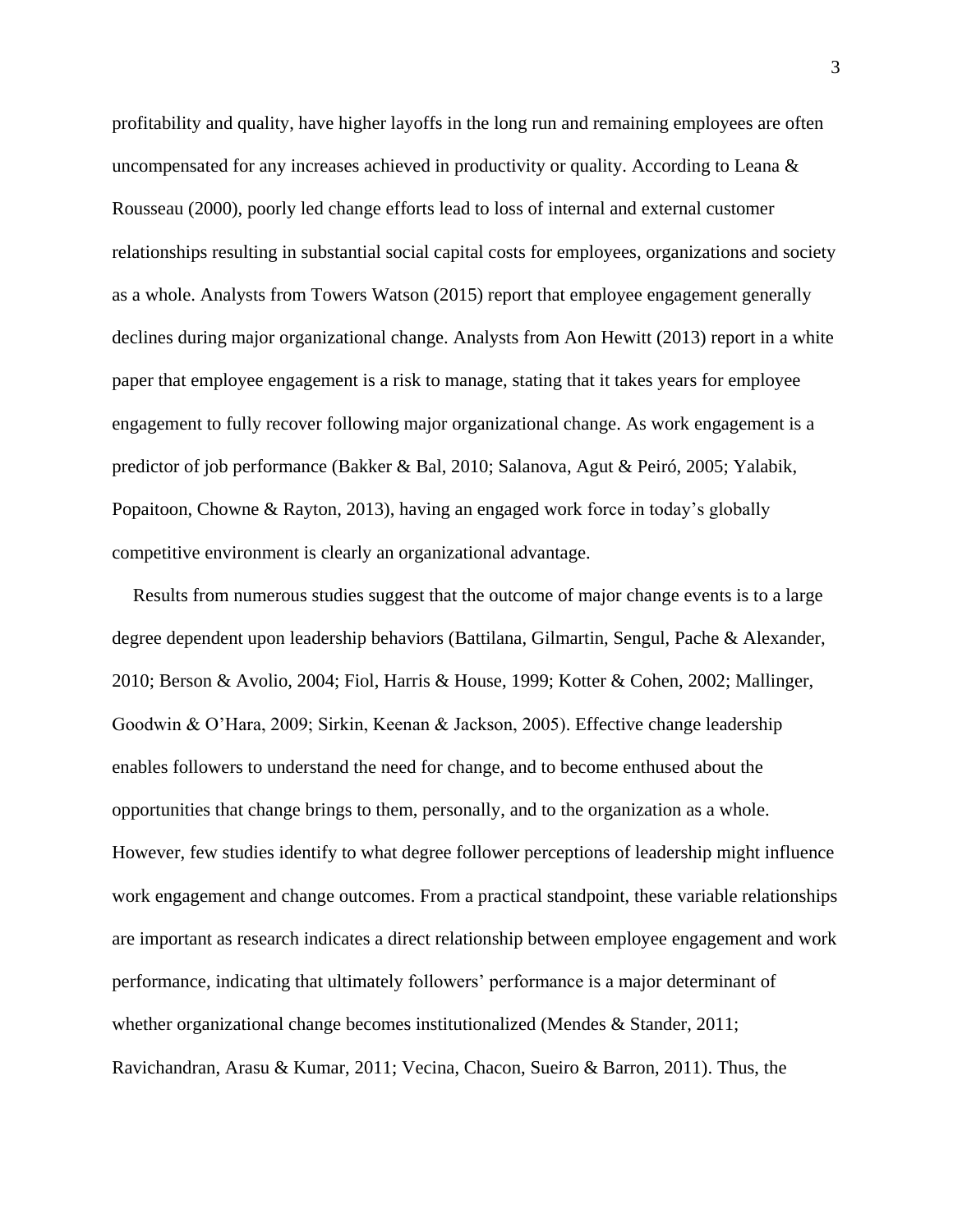profitability and quality, have higher layoffs in the long run and remaining employees are often uncompensated for any increases achieved in productivity or quality. According to Leana & Rousseau (2000), poorly led change efforts lead to loss of internal and external customer relationships resulting in substantial social capital costs for employees, organizations and society as a whole. Analysts from Towers Watson (2015) report that employee engagement generally declines during major organizational change. Analysts from Aon Hewitt (2013) report in a white paper that employee engagement is a risk to manage, stating that it takes years for employee engagement to fully recover following major organizational change. As work engagement is a predictor of job performance (Bakker & Bal, 2010; Salanova, Agut & Peiró, 2005; Yalabik, Popaitoon, Chowne & Rayton, 2013), having an engaged work force in today's globally competitive environment is clearly an organizational advantage.

Results from numerous studies suggest that the outcome of major change events is to a large degree dependent upon leadership behaviors (Battilana, Gilmartin, Sengul, Pache & Alexander, 2010; Berson & Avolio, 2004; Fiol, Harris & House, 1999; Kotter & Cohen, 2002; Mallinger, Goodwin & O'Hara, 2009; Sirkin, Keenan & Jackson, 2005). Effective change leadership enables followers to understand the need for change, and to become enthused about the opportunities that change brings to them, personally, and to the organization as a whole. However, few studies identify to what degree follower perceptions of leadership might influence work engagement and change outcomes. From a practical standpoint, these variable relationships are important as research indicates a direct relationship between employee engagement and work performance, indicating that ultimately followers' performance is a major determinant of whether organizational change becomes institutionalized (Mendes & Stander, 2011; Ravichandran, Arasu & Kumar, 2011; Vecina, Chacon, Sueiro & Barron, 2011). Thus, the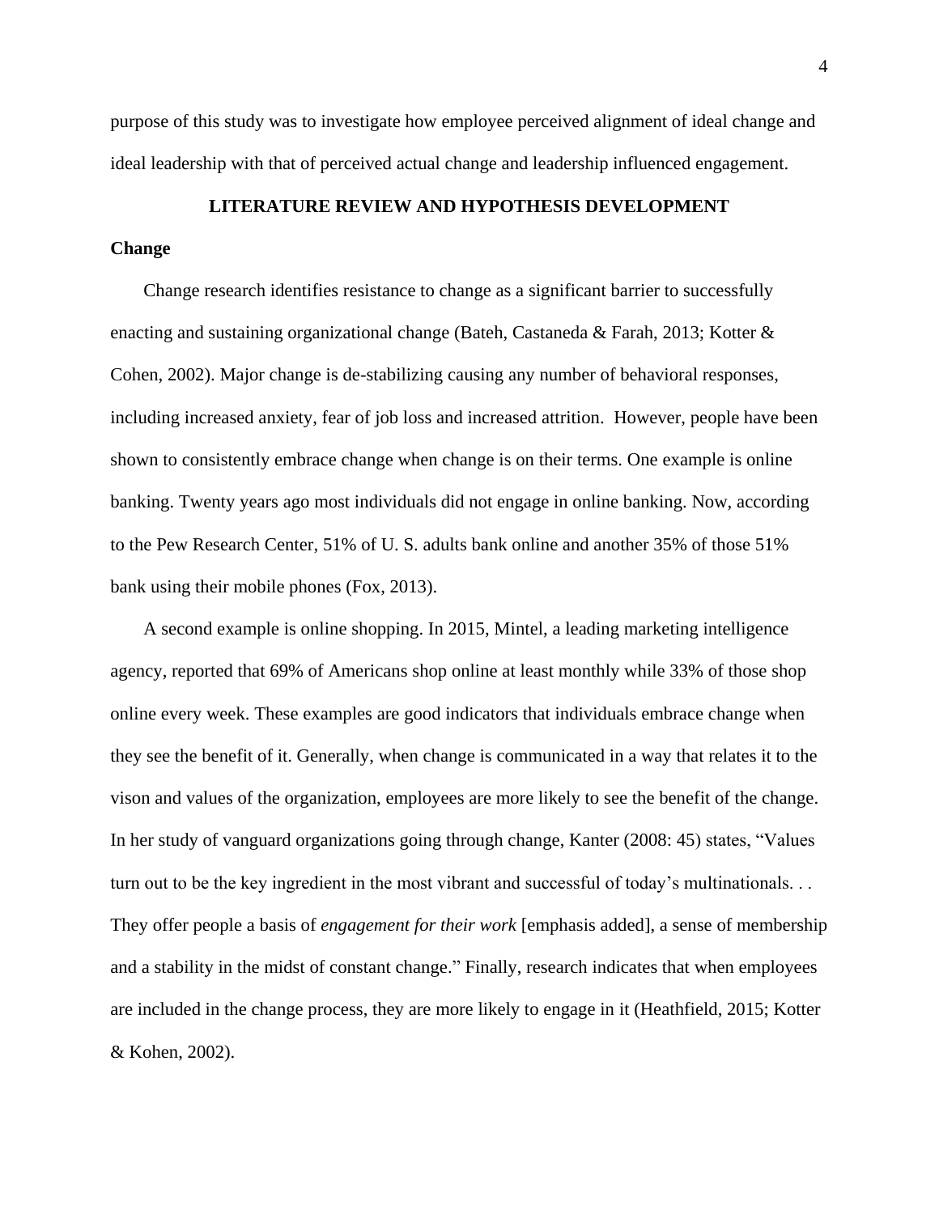purpose of this study was to investigate how employee perceived alignment of ideal change and ideal leadership with that of perceived actual change and leadership influenced engagement.

## LITERATURE REVIEW AND HYPOTHESIS DEVELOPMENT

### Change

Change research identifies resistance to change as a significant barrier to successfully enacting and sustaining organizational change (Bateh, Castaneda & Farah, 2013; Kotter & Cohen, 2002). Major change is de-stabilizing causing any number of behavioral responses, including increased anxiety, fear of job loss and increased attrition. However, people have been shown to consistently embrace change when change is on their terms. One example is online banking. Twenty years ago most individuals did not engage in online banking. Now, according to the Pew Research Center, 51% of U. S. adults bank online and another 35% of those 51% bank using their mobile phones (Fox, 2013).

A second example is online shopping. In 2015, Mintel, a leading marketing intelligence agency, reported that 69% of Americans shop online at least monthly while 33% of those shop online every week. These examples are good indicators that individuals embrace change when they see the benefit of it. Generally, when change is communicated in a way that relates it to the vison and values of the organization, employees are more likely to see the benefit of the change. In her study of vanguard organizations going through change, Kanter (2008: 45) states, "Values turn out to be the key ingredient in the most vibrant and successful of today's multinationals. . . They offer people a basis of *engagement for their work* [emphasis added], a sense of membership and a stability in the midst of constant change." Finally, research indicates that when employees are included in the change process, they are more likely to engage in it (Heathfield, 2015; Kotter & Kohen, 2002).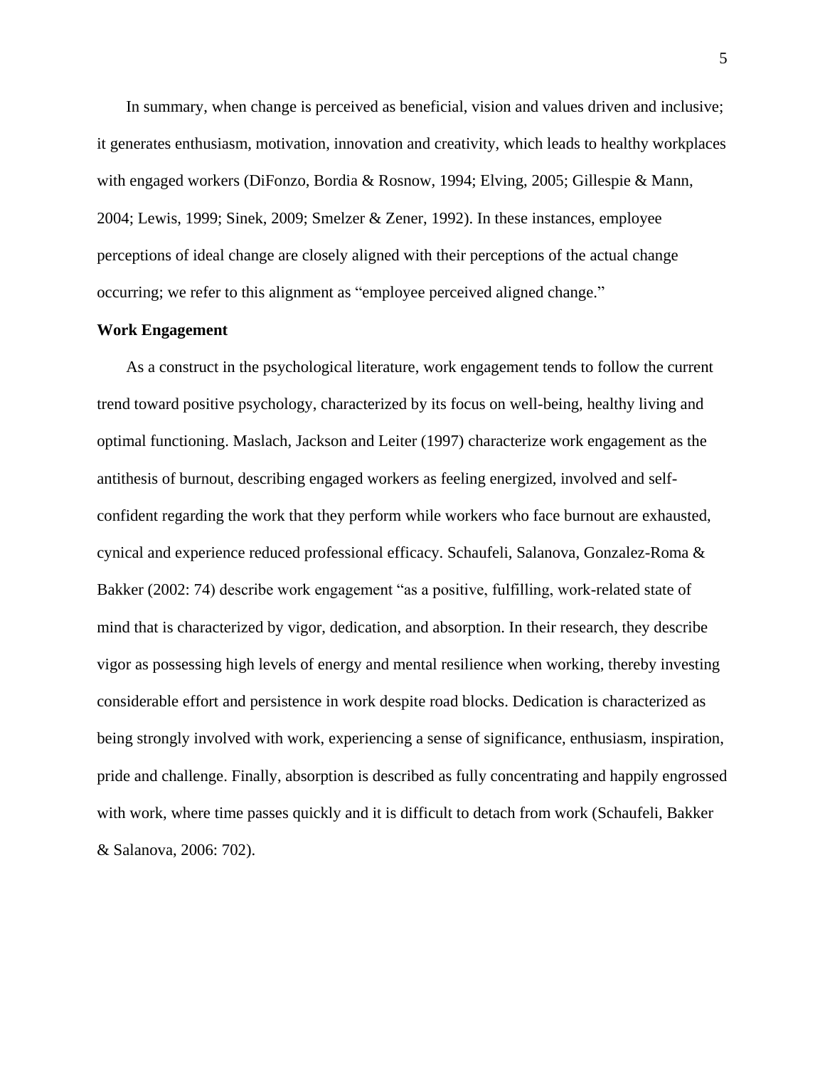In summary, when change is perceived as beneficial, vision and values driven and inclusive; it generates enthusiasm, motivation, innovation and creativity, which leads to healthy workplaces with engaged workers (DiFonzo, Bordia & Rosnow, 1994; Elving, 2005; Gillespie & Mann, 2004; Lewis, 1999; Sinek, 2009; Smelzer & Zener, 1992). In these instances, employee perceptions of ideal change are closely aligned with their perceptions of the actual change occurring; we refer to this alignment as "employee perceived aligned change."

**Work Engagement**

As a construct in the psychological literature, work engagement tends to follow the current trend toward positive psychology, characterized by its focus on well-being, healthy living and optimal functioning. Maslach, Jackson and Leiter (1997) characterize work engagement as the antithesis of burnout, describing engaged workers as feeling energized, involved and self-confident regarding the work that they perform while workers who face burnout are exhausted, cynical and experience reduced professional efficacy. Schaufeli, Salanova, Gonzalez-Roma & Bakker (2002: 74) describe work engagement "as a positive, fulfilling, work-related state of mind that is characterized by vigor, dedication, and absorption. In their research, they describe vigor as possessing high levels of energy and mental resilience when working, thereby investing considerable effort and persistence in work despite road blocks. Dedication is characterized as being strongly involved with work, experiencing a sense of significance, enthusiasm, inspiration, pride and challenge. Finally, absorption is described as fully concentrating and happily engrossed with work, where time passes quickly and it is difficult to detach from work (Schaufeli, Bakker & Salanova, 2006: 702).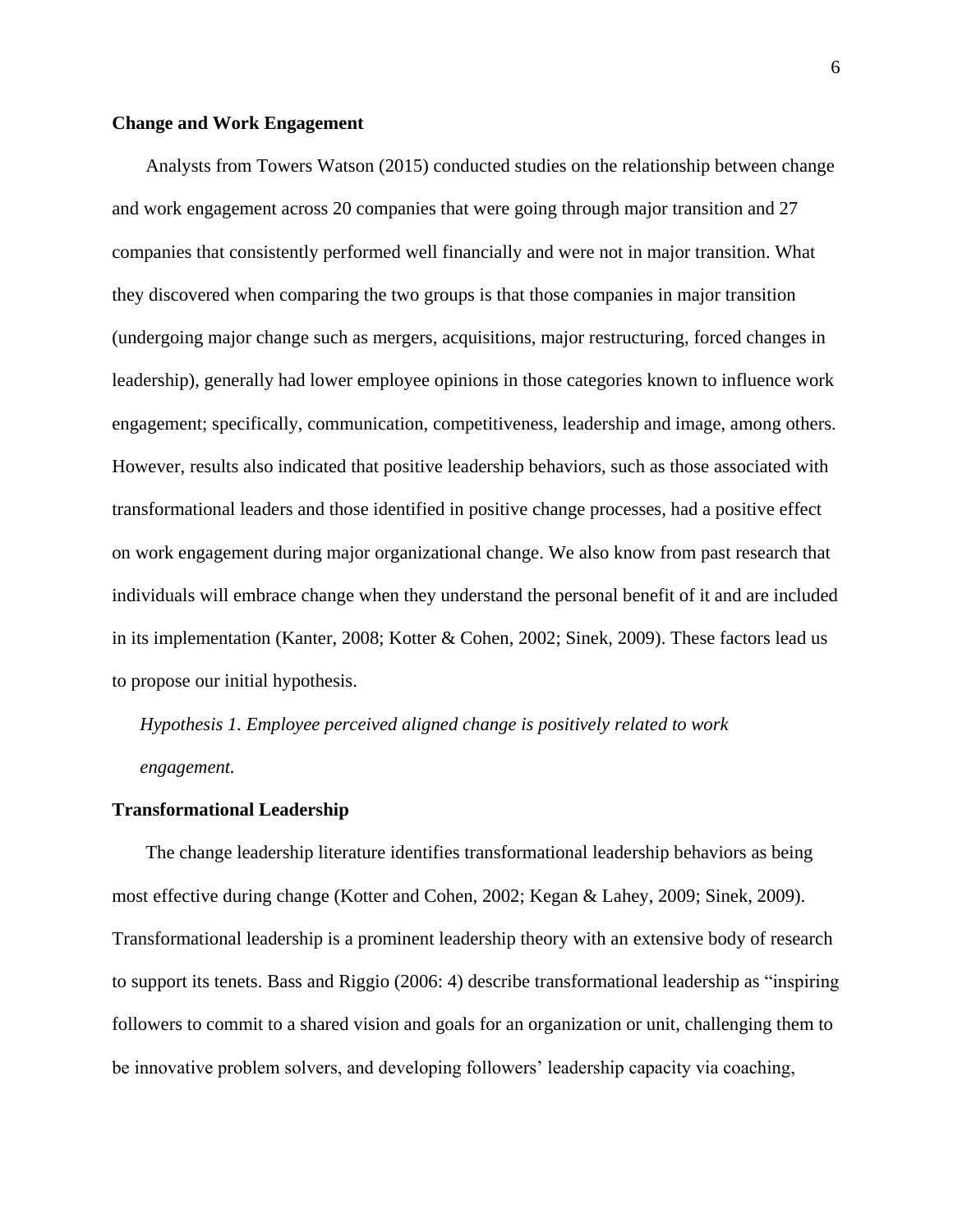## Change and Work Engagement

Analysts from Towers Watson (2015) conducted studies on the relationship between change and work engagement across 20 companies that were going through major transition and 27 companies that consistently performed well financially and were not in major transition. What they discovered when comparing the two groups is that those companies in major transition (undergoing major change such as mergers, acquisitions, major restructuring, forced changes in leadership), generally had lower employee opinions in those categories known to influence work engagement; specifically, communication, competitiveness, leadership and image, among others. However, results also indicated that positive leadership behaviors, such as those associated with transformational leaders and those identified in positive change processes, had a positive effect on work engagement during major organizational change. We also know from past research that individuals will embrace change when they understand the personal benefit of it and are included in its implementation (Kanter, 2008; Kotter & Cohen, 2002; Sinek, 2009). These factors lead us to propose our initial hypothesis.

*Hypothesis 1. Employee perceived aligned change is positively related to work engagement.*

## Transformational Leadership

The change leadership literature identifies transformational leadership behaviors as being most effective during change (Kotter and Cohen, 2002; Kegan & Lahey, 2009; Sinek, 2009). Transformational leadership is a prominent leadership theory with an extensive body of research to support its tenets. Bass and Riggio (2006: 4) describe transformational leadership as "inspiring followers to commit to a shared vision and goals for an organization or unit, challenging them to be innovative problem solvers, and developing followers' leadership capacity via coaching,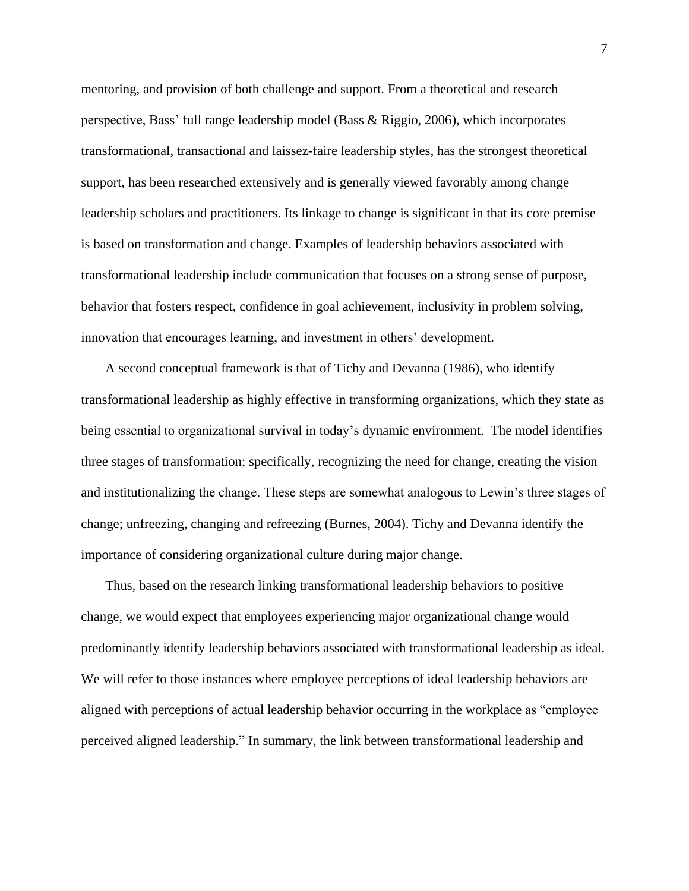mentoring, and provision of both challenge and support. From a theoretical and research perspective, Bass' full range leadership model (Bass & Riggio, 2006), which incorporates transformational, transactional and laissez-faire leadership styles, has the strongest theoretical support, has been researched extensively and is generally viewed favorably among change leadership scholars and practitioners. Its linkage to change is significant in that its core premise is based on transformation and change. Examples of leadership behaviors associated with transformational leadership include communication that focuses on a strong sense of purpose, behavior that fosters respect, confidence in goal achievement, inclusivity in problem solving, innovation that encourages learning, and investment in others' development.

A second conceptual framework is that of Tichy and Devanna (1986), who identify transformational leadership as highly effective in transforming organizations, which they state as being essential to organizational survival in today's dynamic environment. The model identifies three stages of transformation; specifically, recognizing the need for change, creating the vision and institutionalizing the change. These steps are somewhat analogous to Lewin's three stages of change; unfreezing, changing and refreezing (Burnes, 2004). Tichy and Devanna identify the importance of considering organizational culture during major change.

Thus, based on the research linking transformational leadership behaviors to positive change, we would expect that employees experiencing major organizational change would predominantly identify leadership behaviors associated with transformational leadership as ideal. We will refer to those instances where employee perceptions of ideal leadership behaviors are aligned with perceptions of actual leadership behavior occurring in the workplace as "employee perceived aligned leadership." In summary, the link between transformational leadership and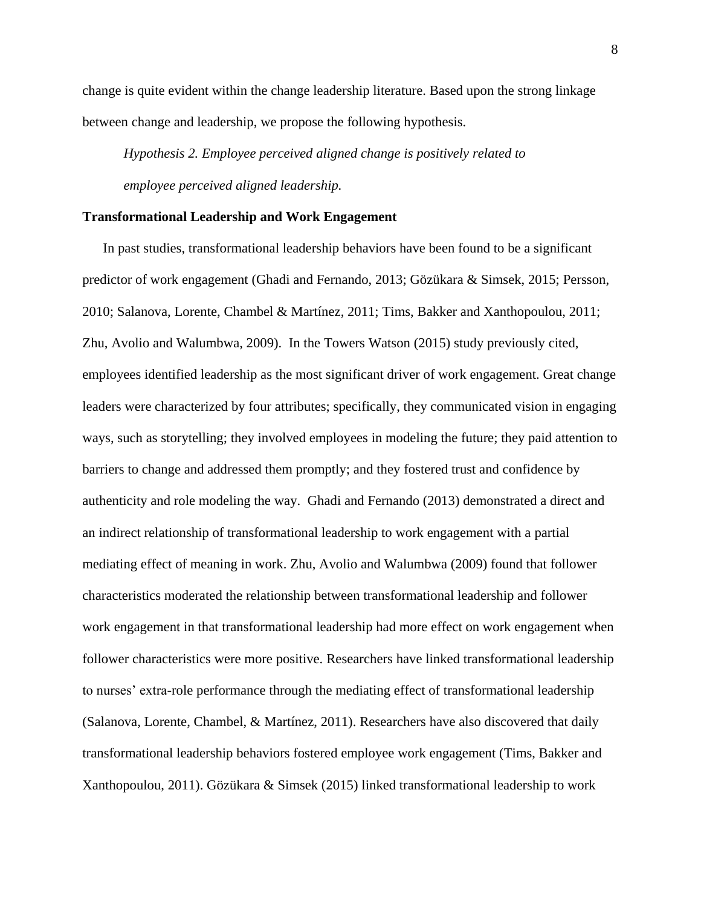change is quite evident within the change leadership literature. Based upon the strong linkage between change and leadership, we propose the following hypothesis.

*Hypothesis 2. Employee perceived aligned change is positively related to employee perceived aligned leadership.*

**Transformational Leadership and Work Engagement**

In past studies, transformational leadership behaviors have been found to be a significant predictor of work engagement (Ghadi and Fernando, 2013; Gözükara & Simsek, 2015; Persson, 2010; Salanova, Lorente, Chambel & Martínez, 2011; Tims, Bakker and Xanthopoulou, 2011; Zhu, Avolio and Walumbwa, 2009). In the Towers Watson (2015) study previously cited, employees identified leadership as the most significant driver of work engagement. Great change leaders were characterized by four attributes; specifically, they communicated vision in engaging ways, such as storytelling; they involved employees in modeling the future; they paid attention to barriers to change and addressed them promptly; and they fostered trust and confidence by authenticity and role modeling the way. Ghadi and Fernando (2013) demonstrated a direct and an indirect relationship of transformational leadership to work engagement with a partial mediating effect of meaning in work. Zhu, Avolio and Walumbwa (2009) found that follower characteristics moderated the relationship between transformational leadership and follower work engagement in that transformational leadership had more effect on work engagement when follower characteristics were more positive. Researchers have linked transformational leadership to nurses' extra-role performance through the mediating effect of transformational leadership (Salanova, Lorente, Chambel, & Martínez, 2011). Researchers have also discovered that daily transformational leadership behaviors fostered employee work engagement (Tims, Bakker and Xanthopoulou, 2011). Gözükara & Simsek (2015) linked transformational leadership to work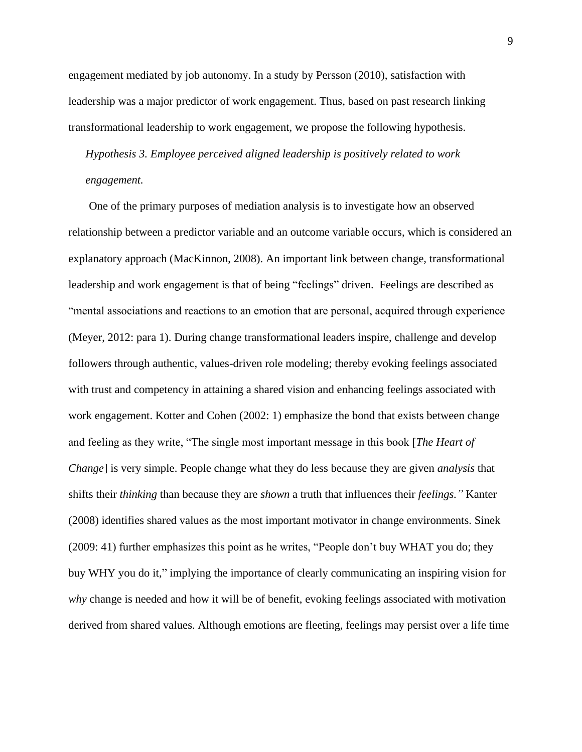engagement mediated by job autonomy. In a study by Persson (2010), satisfaction with leadership was a major predictor of work engagement. Thus, based on past research linking transformational leadership to work engagement, we propose the following hypothesis.

*Hypothesis 3. Employee perceived aligned leadership is positively related to work engagement.*

One of the primary purposes of mediation analysis is to investigate how an observed relationship between a predictor variable and an outcome variable occurs, which is considered an explanatory approach (MacKinnon, 2008). An important link between change, transformational leadership and work engagement is that of being "feelings" driven. Feelings are described as "mental associations and reactions to an emotion that are personal, acquired through experience (Meyer, 2012: para 1). During change transformational leaders inspire, challenge and develop followers through authentic, values-driven role modeling; thereby evoking feelings associated with trust and competency in attaining a shared vision and enhancing feelings associated with work engagement. Kotter and Cohen (2002: 1) emphasize the bond that exists between change and feeling as they write, "The single most important message in this book [*The Heart of Change*] is very simple. People change what they do less because they are given *analysis* that shifts their *thinking* than because they are *shown* a truth that influences their *feelings."* Kanter (2008) identifies shared values as the most important motivator in change environments. Sinek (2009: 41) further emphasizes this point as he writes, "People don't buy WHAT you do; they buy WHY you do it," implying the importance of clearly communicating an inspiring vision for *why* change is needed and how it will be of benefit, evoking feelings associated with motivation derived from shared values. Although emotions are fleeting, feelings may persist over a life time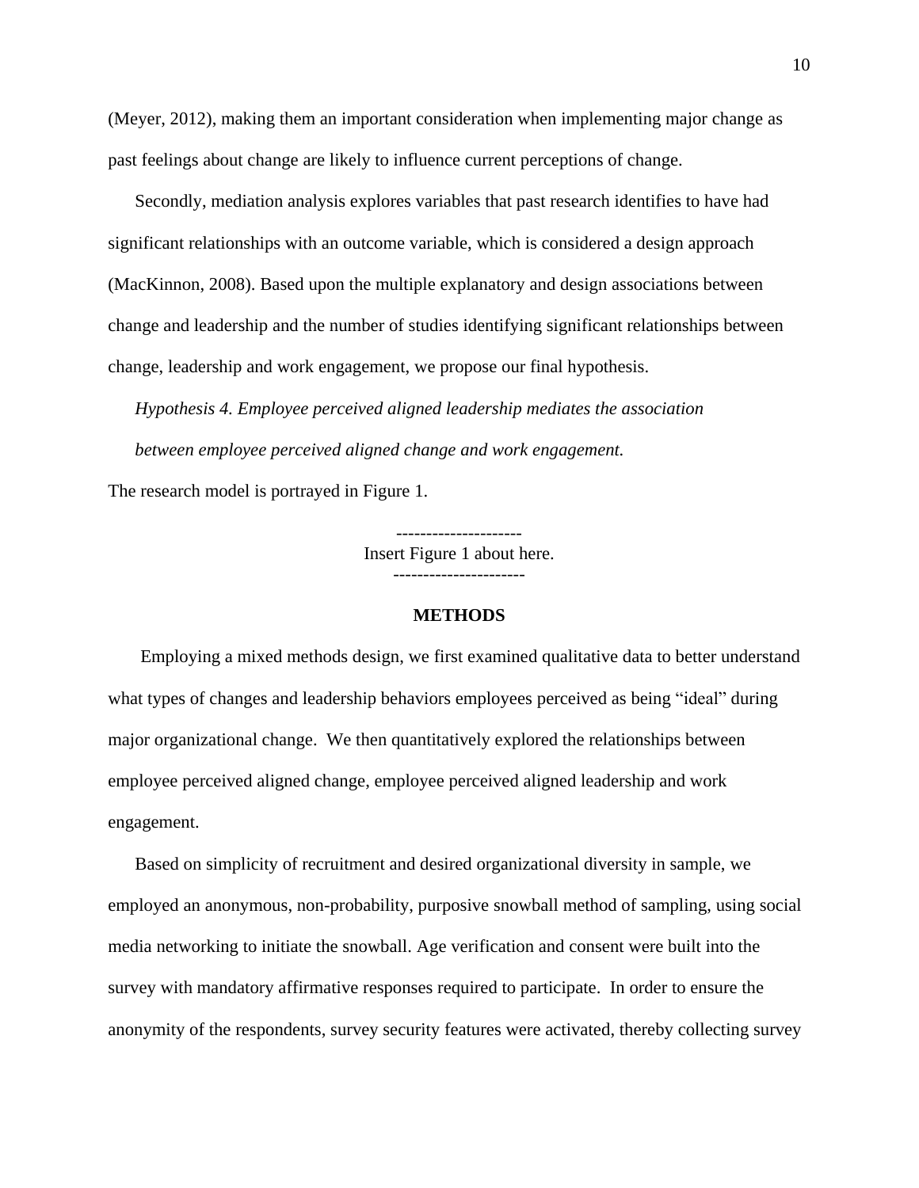(Meyer, 2012), making them an important consideration when implementing major change as past feelings about change are likely to influence current perceptions of change.

Secondly, mediation analysis explores variables that past research identifies to have had significant relationships with an outcome variable, which is considered a design approach (MacKinnon, 2008). Based upon the multiple explanatory and design associations between change and leadership and the number of studies identifying significant relationships between change, leadership and work engagement, we propose our final hypothesis.

*Hypothesis 4. Employee perceived aligned leadership mediates the association between employee perceived aligned change and work engagement.*

The research model is portrayed in Figure 1.

---------------------
Insert Figure 1 about here.
----------------------

## METHODS

Employing a mixed methods design, we first examined qualitative data to better understand what types of changes and leadership behaviors employees perceived as being "ideal" during major organizational change. We then quantitatively explored the relationships between employee perceived aligned change, employee perceived aligned leadership and work engagement.

Based on simplicity of recruitment and desired organizational diversity in sample, we employed an anonymous, non-probability, purposive snowball method of sampling, using social media networking to initiate the snowball. Age verification and consent were built into the survey with mandatory affirmative responses required to participate. In order to ensure the anonymity of the respondents, survey security features were activated, thereby collecting survey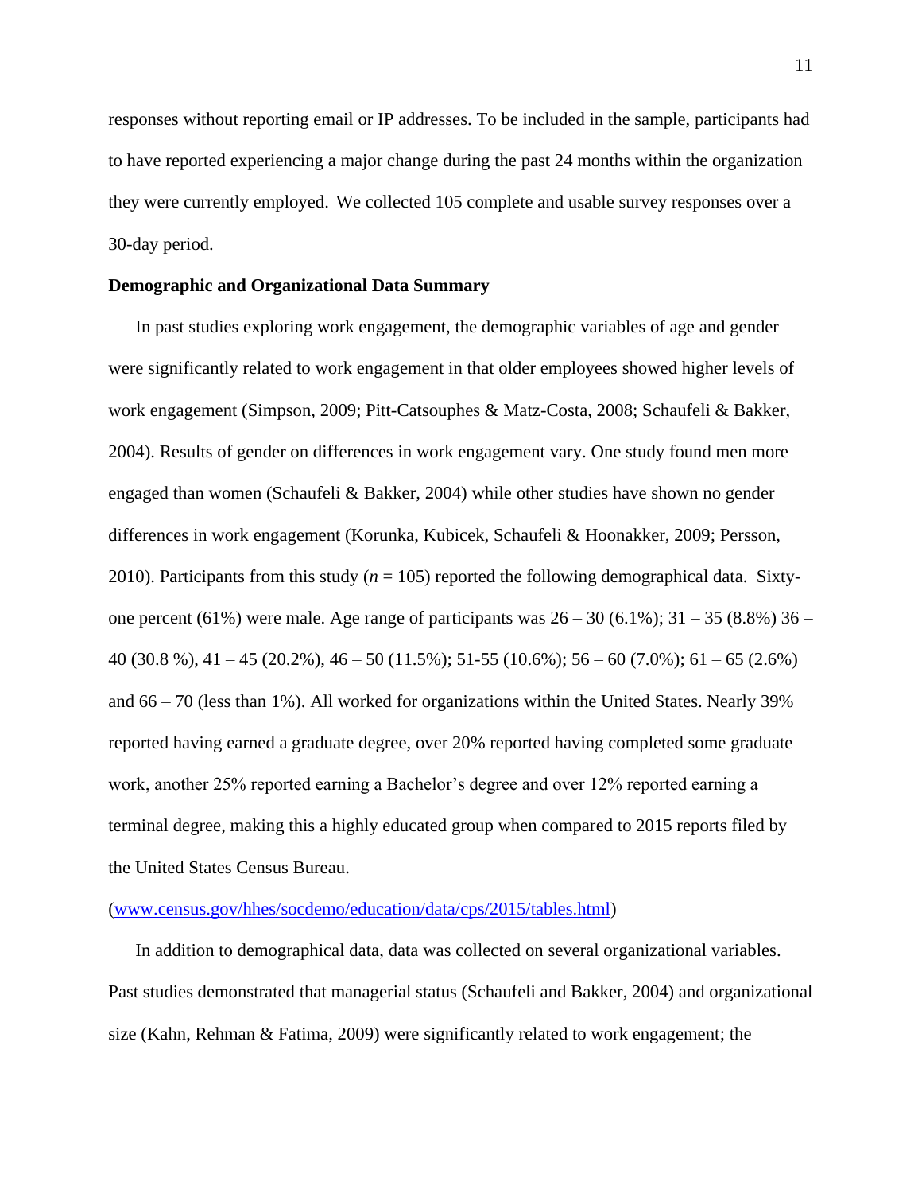responses without reporting email or IP addresses. To be included in the sample, participants had to have reported experiencing a major change during the past 24 months within the organization they were currently employed. We collected 105 complete and usable survey responses over a 30-day period.

**Demographic and Organizational Data Summary**

In past studies exploring work engagement, the demographic variables of age and gender were significantly related to work engagement in that older employees showed higher levels of work engagement (Simpson, 2009; Pitt-Catsouphes & Matz-Costa, 2008; Schaufeli & Bakker, 2004). Results of gender on differences in work engagement vary. One study found men more engaged than women (Schaufeli & Bakker, 2004) while other studies have shown no gender differences in work engagement (Korunka, Kubicek, Schaufeli & Hoonakker, 2009; Persson, 2010). Participants from this study (*n* = 105) reported the following demographical data. Sixty-one percent (61%) were male. Age range of participants was 26 – 30 (6.1%); 31 – 35 (8.8%) 36 – 40 (30.8 %), 41 – 45 (20.2%), 46 – 50 (11.5%); 51-55 (10.6%); 56 – 60 (7.0%); 61 – 65 (2.6%) and 66 – 70 (less than 1%). All worked for organizations within the United States. Nearly 39% reported having earned a graduate degree, over 20% reported having completed some graduate work, another 25% reported earning a Bachelor's degree and over 12% reported earning a terminal degree, making this a highly educated group when compared to 2015 reports filed by the United States Census Bureau.

(www.census.gov/hhes/socdemo/education/data/cps/2015/tables.html)

In addition to demographical data, data was collected on several organizational variables. Past studies demonstrated that managerial status (Schaufeli and Bakker, 2004) and organizational size (Kahn, Rehman & Fatima, 2009) were significantly related to work engagement; the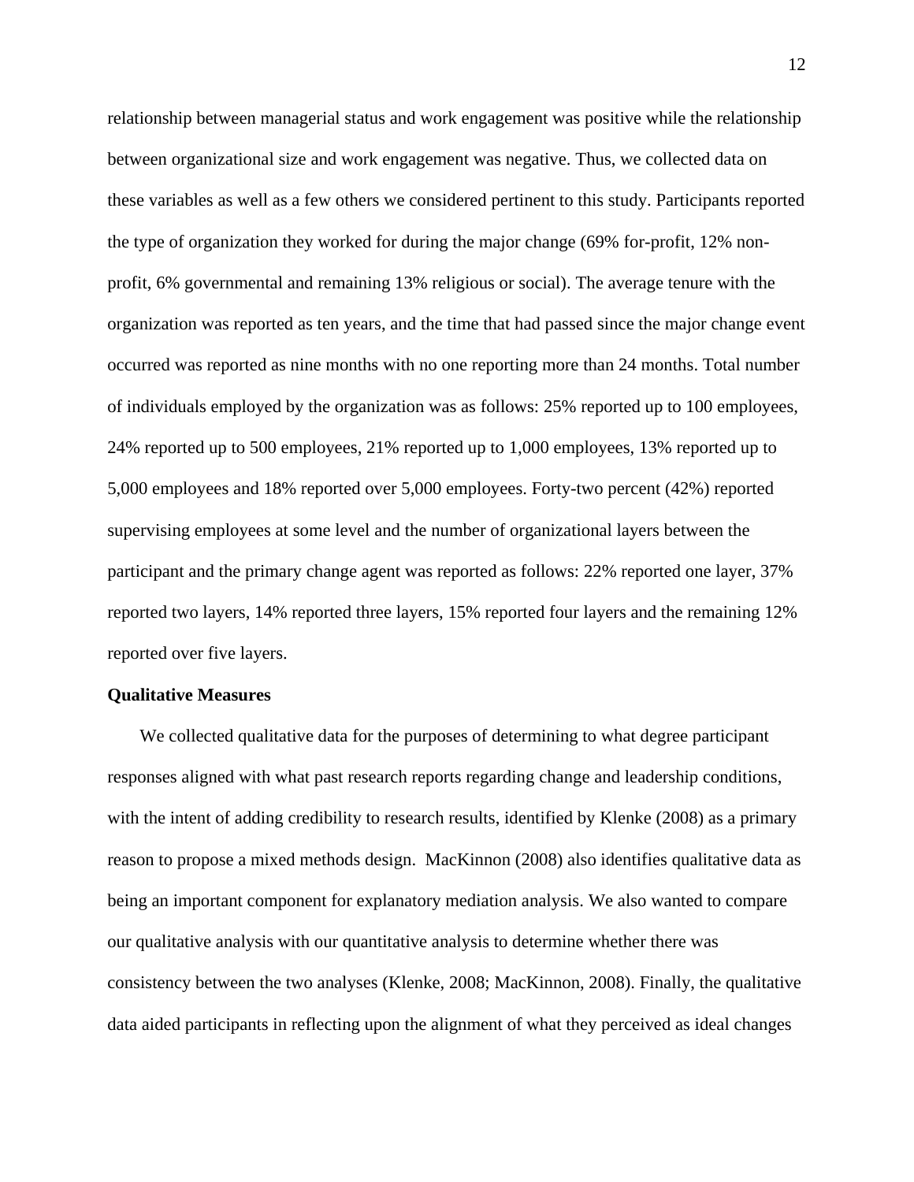relationship between managerial status and work engagement was positive while the relationship between organizational size and work engagement was negative. Thus, we collected data on these variables as well as a few others we considered pertinent to this study. Participants reported the type of organization they worked for during the major change (69% for-profit, 12% non-profit, 6% governmental and remaining 13% religious or social). The average tenure with the organization was reported as ten years, and the time that had passed since the major change event occurred was reported as nine months with no one reporting more than 24 months. Total number of individuals employed by the organization was as follows: 25% reported up to 100 employees, 24% reported up to 500 employees, 21% reported up to 1,000 employees, 13% reported up to 5,000 employees and 18% reported over 5,000 employees. Forty-two percent (42%) reported supervising employees at some level and the number of organizational layers between the participant and the primary change agent was reported as follows: 22% reported one layer, 37% reported two layers, 14% reported three layers, 15% reported four layers and the remaining 12% reported over five layers.

**Qualitative Measures**

We collected qualitative data for the purposes of determining to what degree participant responses aligned with what past research reports regarding change and leadership conditions, with the intent of adding credibility to research results, identified by Klenke (2008) as a primary reason to propose a mixed methods design. MacKinnon (2008) also identifies qualitative data as being an important component for explanatory mediation analysis. We also wanted to compare our qualitative analysis with our quantitative analysis to determine whether there was consistency between the two analyses (Klenke, 2008; MacKinnon, 2008). Finally, the qualitative data aided participants in reflecting upon the alignment of what they perceived as ideal changes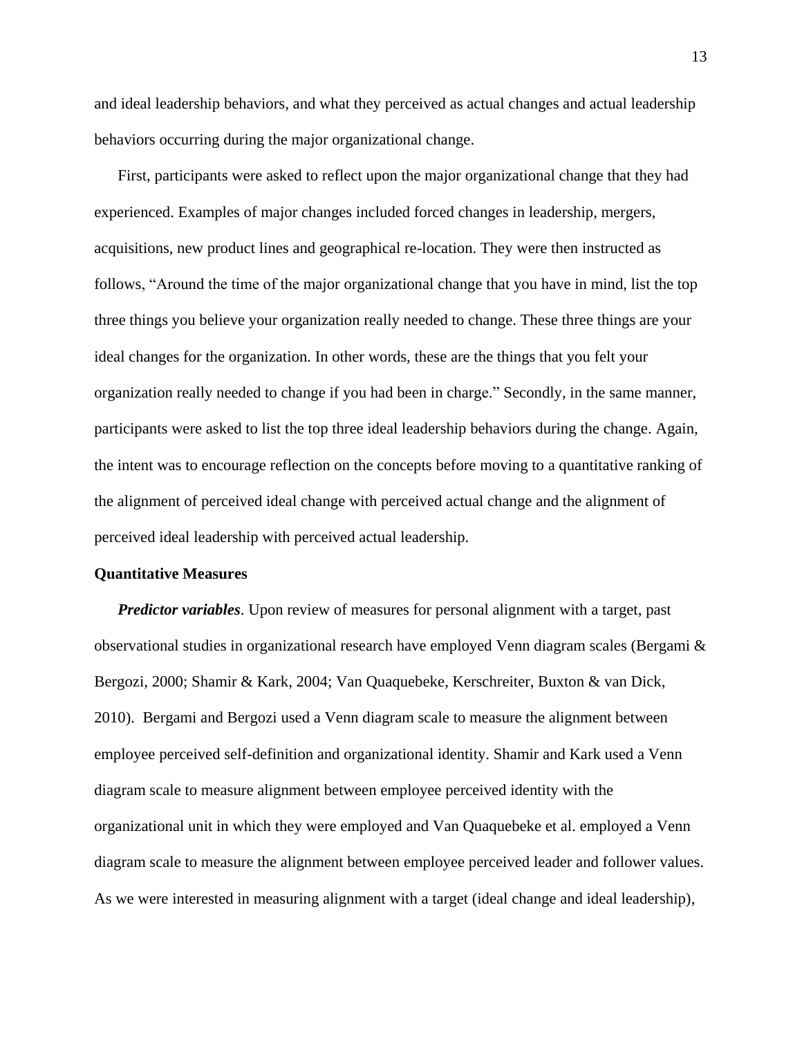and ideal leadership behaviors, and what they perceived as actual changes and actual leadership behaviors occurring during the major organizational change.

First, participants were asked to reflect upon the major organizational change that they had experienced. Examples of major changes included forced changes in leadership, mergers, acquisitions, new product lines and geographical re-location. They were then instructed as follows, "Around the time of the major organizational change that you have in mind, list the top three things you believe your organization really needed to change. These three things are your ideal changes for the organization. In other words, these are the things that you felt your organization really needed to change if you had been in charge." Secondly, in the same manner, participants were asked to list the top three ideal leadership behaviors during the change. Again, the intent was to encourage reflection on the concepts before moving to a quantitative ranking of the alignment of perceived ideal change with perceived actual change and the alignment of perceived ideal leadership with perceived actual leadership.

**Quantitative Measures**

***Predictor variables***. Upon review of measures for personal alignment with a target, past observational studies in organizational research have employed Venn diagram scales (Bergami & Bergozi, 2000; Shamir & Kark, 2004; Van Quaquebeke, Kerschreiter, Buxton & van Dick, 2010). Bergami and Bergozi used a Venn diagram scale to measure the alignment between employee perceived self-definition and organizational identity. Shamir and Kark used a Venn diagram scale to measure alignment between employee perceived identity with the organizational unit in which they were employed and Van Quaquebeke et al. employed a Venn diagram scale to measure the alignment between employee perceived leader and follower values. As we were interested in measuring alignment with a target (ideal change and ideal leadership),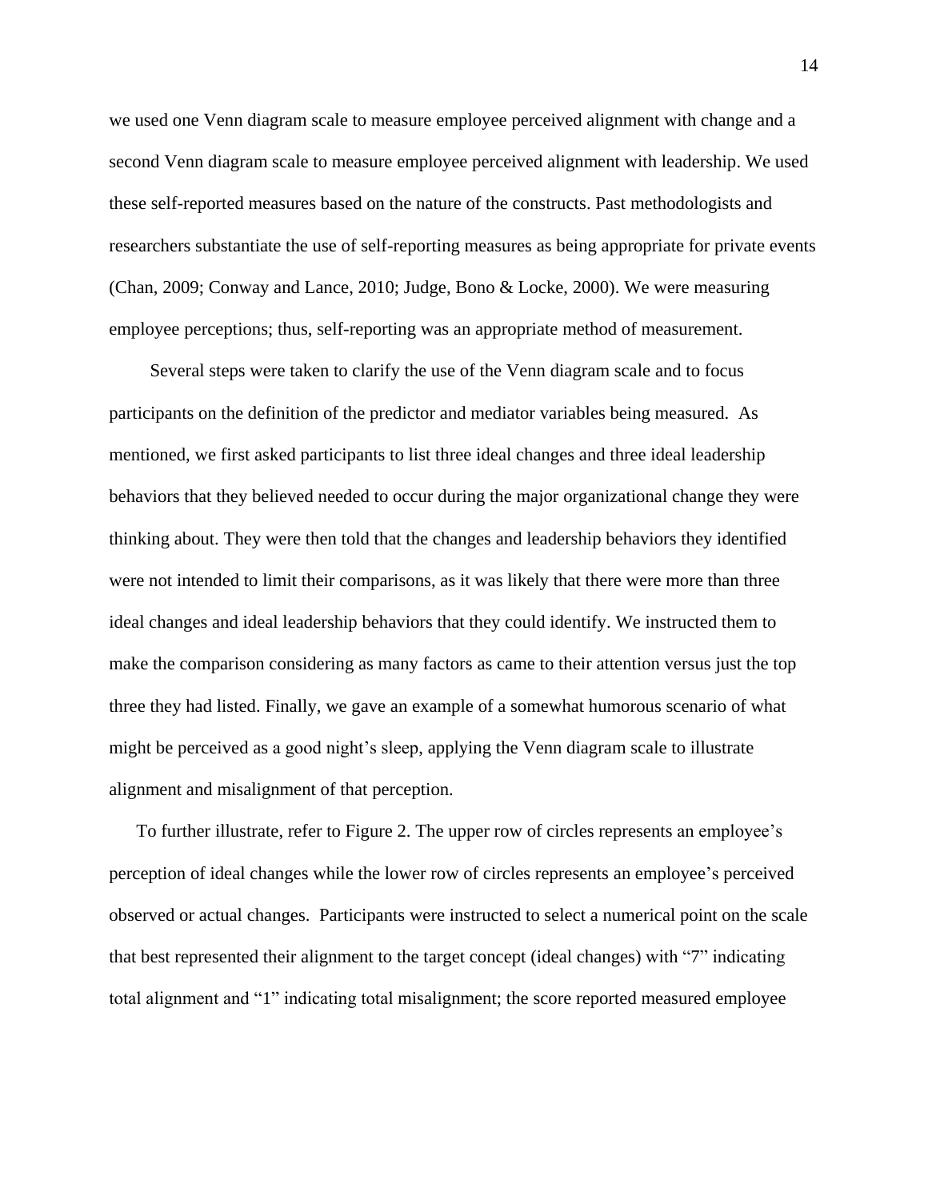we used one Venn diagram scale to measure employee perceived alignment with change and a second Venn diagram scale to measure employee perceived alignment with leadership. We used these self-reported measures based on the nature of the constructs. Past methodologists and researchers substantiate the use of self-reporting measures as being appropriate for private events (Chan, 2009; Conway and Lance, 2010; Judge, Bono & Locke, 2000). We were measuring employee perceptions; thus, self-reporting was an appropriate method of measurement.

Several steps were taken to clarify the use of the Venn diagram scale and to focus participants on the definition of the predictor and mediator variables being measured. As mentioned, we first asked participants to list three ideal changes and three ideal leadership behaviors that they believed needed to occur during the major organizational change they were thinking about. They were then told that the changes and leadership behaviors they identified were not intended to limit their comparisons, as it was likely that there were more than three ideal changes and ideal leadership behaviors that they could identify. We instructed them to make the comparison considering as many factors as came to their attention versus just the top three they had listed. Finally, we gave an example of a somewhat humorous scenario of what might be perceived as a good night's sleep, applying the Venn diagram scale to illustrate alignment and misalignment of that perception.

To further illustrate, refer to Figure 2. The upper row of circles represents an employee's perception of ideal changes while the lower row of circles represents an employee's perceived observed or actual changes. Participants were instructed to select a numerical point on the scale that best represented their alignment to the target concept (ideal changes) with "7" indicating total alignment and "1" indicating total misalignment; the score reported measured employee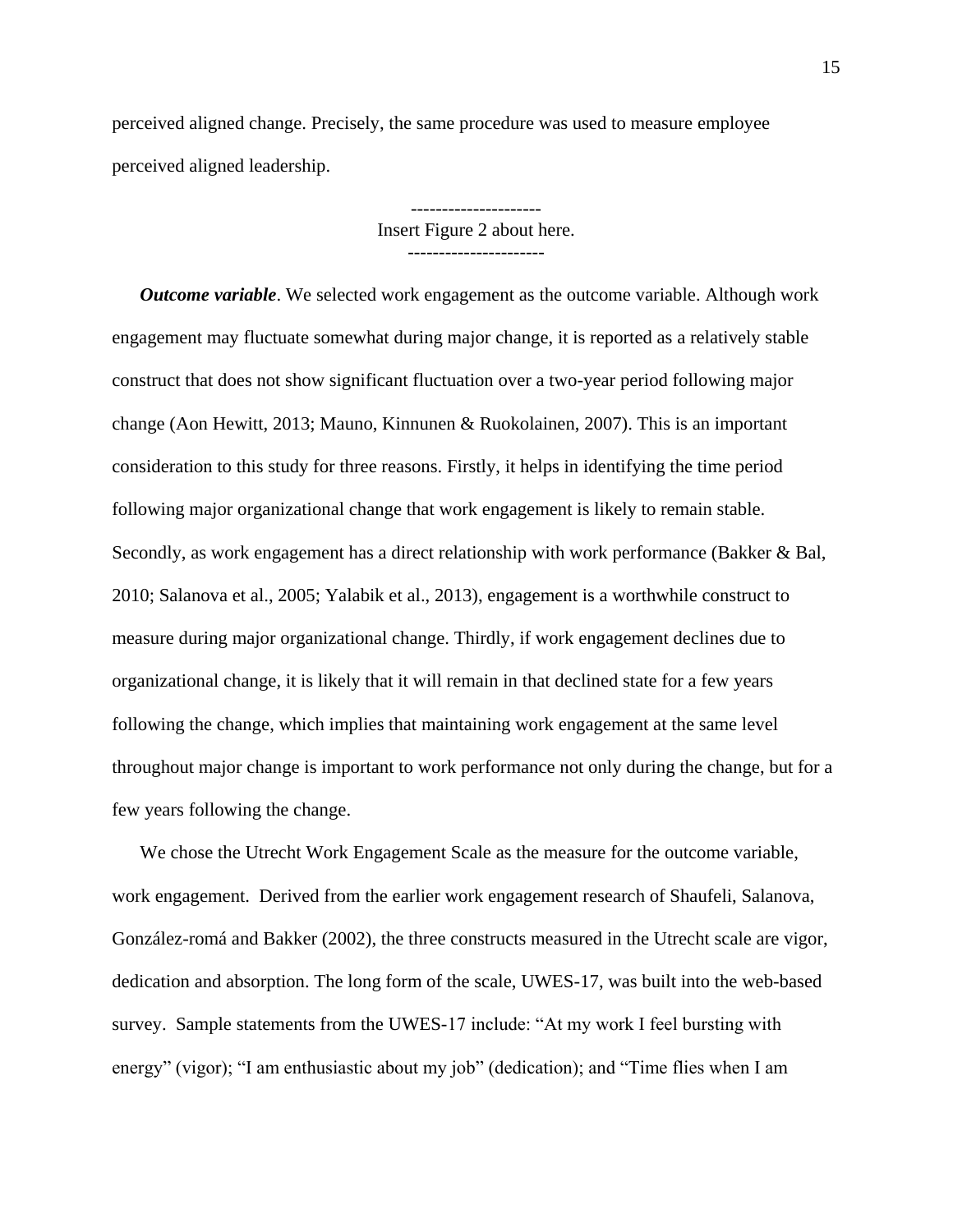perceived aligned change. Precisely, the same procedure was used to measure employee perceived aligned leadership.

---------------------
Insert Figure 2 about here.
----------------------

***Outcome variable***. We selected work engagement as the outcome variable. Although work engagement may fluctuate somewhat during major change, it is reported as a relatively stable construct that does not show significant fluctuation over a two-year period following major change (Aon Hewitt, 2013; Mauno, Kinnunen & Ruokolainen, 2007). This is an important consideration to this study for three reasons. Firstly, it helps in identifying the time period following major organizational change that work engagement is likely to remain stable. Secondly, as work engagement has a direct relationship with work performance (Bakker & Bal, 2010; Salanova et al., 2005; Yalabik et al., 2013), engagement is a worthwhile construct to measure during major organizational change. Thirdly, if work engagement declines due to organizational change, it is likely that it will remain in that declined state for a few years following the change, which implies that maintaining work engagement at the same level throughout major change is important to work performance not only during the change, but for a few years following the change.

We chose the Utrecht Work Engagement Scale as the measure for the outcome variable, work engagement. Derived from the earlier work engagement research of Shaufeli, Salanova, González-romá and Bakker (2002), the three constructs measured in the Utrecht scale are vigor, dedication and absorption. The long form of the scale, UWES-17, was built into the web-based survey. Sample statements from the UWES-17 include: "At my work I feel bursting with energy" (vigor); "I am enthusiastic about my job" (dedication); and "Time flies when I am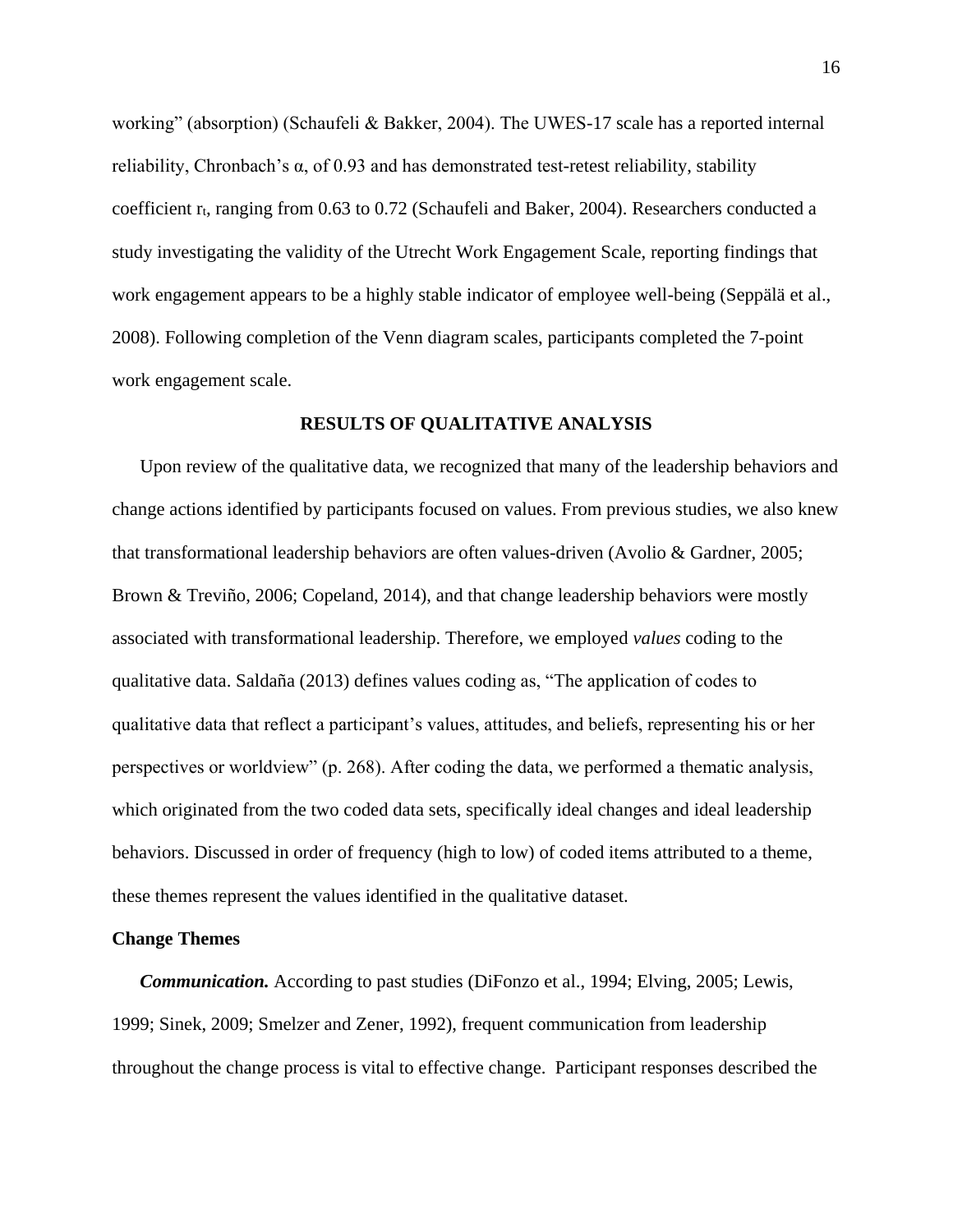working" (absorption) (Schaufeli & Bakker, 2004). The UWES-17 scale has a reported internal reliability, Chronbach's α, of 0.93 and has demonstrated test-retest reliability, stability coefficient $r_t$, ranging from 0.63 to 0.72 (Schaufeli and Baker, 2004). Researchers conducted a study investigating the validity of the Utrecht Work Engagement Scale, reporting findings that work engagement appears to be a highly stable indicator of employee well-being (Seppälä et al., 2008). Following completion of the Venn diagram scales, participants completed the 7-point work engagement scale.

## RESULTS OF QUALITATIVE ANALYSIS

Upon review of the qualitative data, we recognized that many of the leadership behaviors and change actions identified by participants focused on values. From previous studies, we also knew that transformational leadership behaviors are often values-driven (Avolio & Gardner, 2005; Brown & Treviño, 2006; Copeland, 2014), and that change leadership behaviors were mostly associated with transformational leadership. Therefore, we employed *values* coding to the qualitative data. Saldaña (2013) defines values coding as, "The application of codes to qualitative data that reflect a participant's values, attitudes, and beliefs, representing his or her perspectives or worldview" (p. 268). After coding the data, we performed a thematic analysis, which originated from the two coded data sets, specifically ideal changes and ideal leadership behaviors. Discussed in order of frequency (high to low) of coded items attributed to a theme, these themes represent the values identified in the qualitative dataset.

### Change Themes

***Communication.*** According to past studies (DiFonzo et al., 1994; Elving, 2005; Lewis, 1999; Sinek, 2009; Smelzer and Zener, 1992), frequent communication from leadership throughout the change process is vital to effective change. Participant responses described the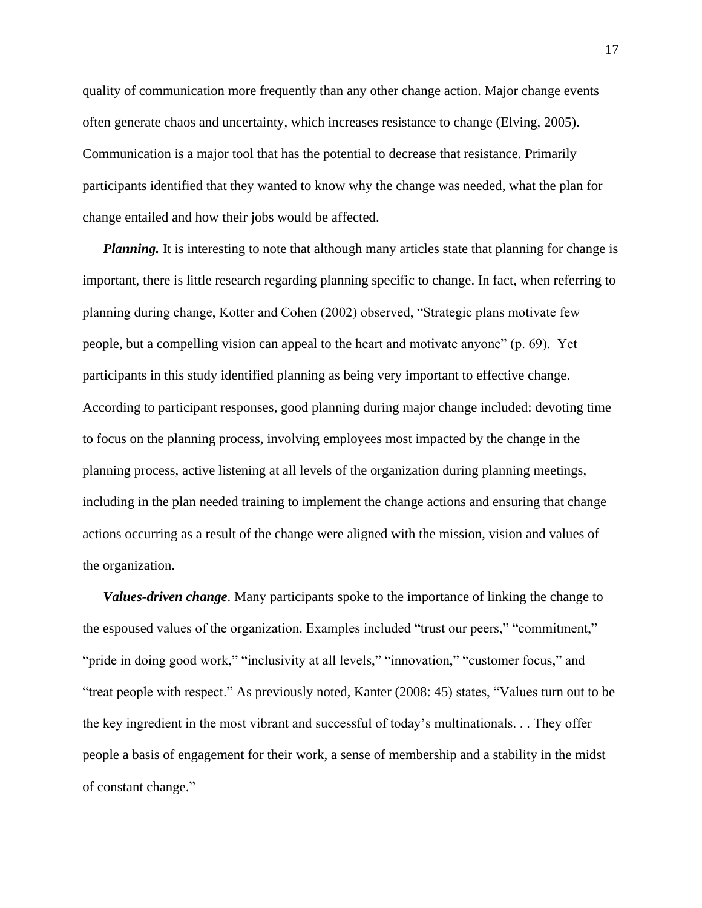quality of communication more frequently than any other change action. Major change events often generate chaos and uncertainty, which increases resistance to change (Elving, 2005). Communication is a major tool that has the potential to decrease that resistance. Primarily participants identified that they wanted to know why the change was needed, what the plan for change entailed and how their jobs would be affected.

***Planning.*** It is interesting to note that although many articles state that planning for change is important, there is little research regarding planning specific to change. In fact, when referring to planning during change, Kotter and Cohen (2002) observed, "Strategic plans motivate few people, but a compelling vision can appeal to the heart and motivate anyone" (p. 69). Yet participants in this study identified planning as being very important to effective change. According to participant responses, good planning during major change included: devoting time to focus on the planning process, involving employees most impacted by the change in the planning process, active listening at all levels of the organization during planning meetings, including in the plan needed training to implement the change actions and ensuring that change actions occurring as a result of the change were aligned with the mission, vision and values of the organization.

***Values-driven change***. Many participants spoke to the importance of linking the change to the espoused values of the organization. Examples included "trust our peers," "commitment," "pride in doing good work," "inclusivity at all levels," "innovation," "customer focus," and "treat people with respect." As previously noted, Kanter (2008: 45) states, "Values turn out to be the key ingredient in the most vibrant and successful of today's multinationals. . . They offer people a basis of engagement for their work, a sense of membership and a stability in the midst of constant change."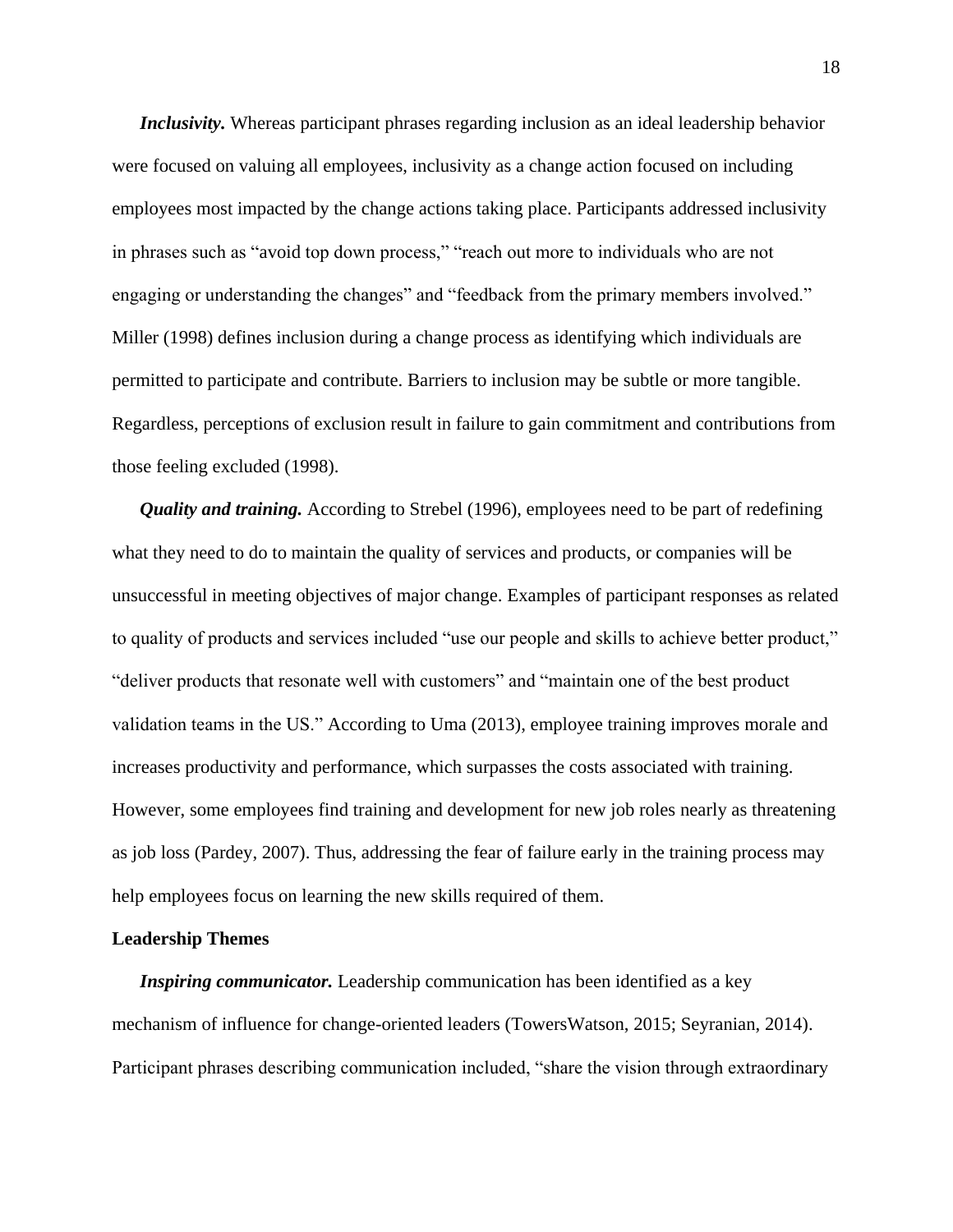***Inclusivity.*** Whereas participant phrases regarding inclusion as an ideal leadership behavior were focused on valuing all employees, inclusivity as a change action focused on including employees most impacted by the change actions taking place. Participants addressed inclusivity in phrases such as "avoid top down process," "reach out more to individuals who are not engaging or understanding the changes" and "feedback from the primary members involved." Miller (1998) defines inclusion during a change process as identifying which individuals are permitted to participate and contribute. Barriers to inclusion may be subtle or more tangible. Regardless, perceptions of exclusion result in failure to gain commitment and contributions from those feeling excluded (1998).

***Quality and training.*** According to Strebel (1996), employees need to be part of redefining what they need to do to maintain the quality of services and products, or companies will be unsuccessful in meeting objectives of major change. Examples of participant responses as related to quality of products and services included "use our people and skills to achieve better product," "deliver products that resonate well with customers" and "maintain one of the best product validation teams in the US." According to Uma (2013), employee training improves morale and increases productivity and performance, which surpasses the costs associated with training. However, some employees find training and development for new job roles nearly as threatening as job loss (Pardey, 2007). Thus, addressing the fear of failure early in the training process may help employees focus on learning the new skills required of them.

## Leadership Themes

***Inspiring communicator.*** Leadership communication has been identified as a key mechanism of influence for change-oriented leaders (TowersWatson, 2015; Seyranian, 2014). Participant phrases describing communication included, "share the vision through extraordinary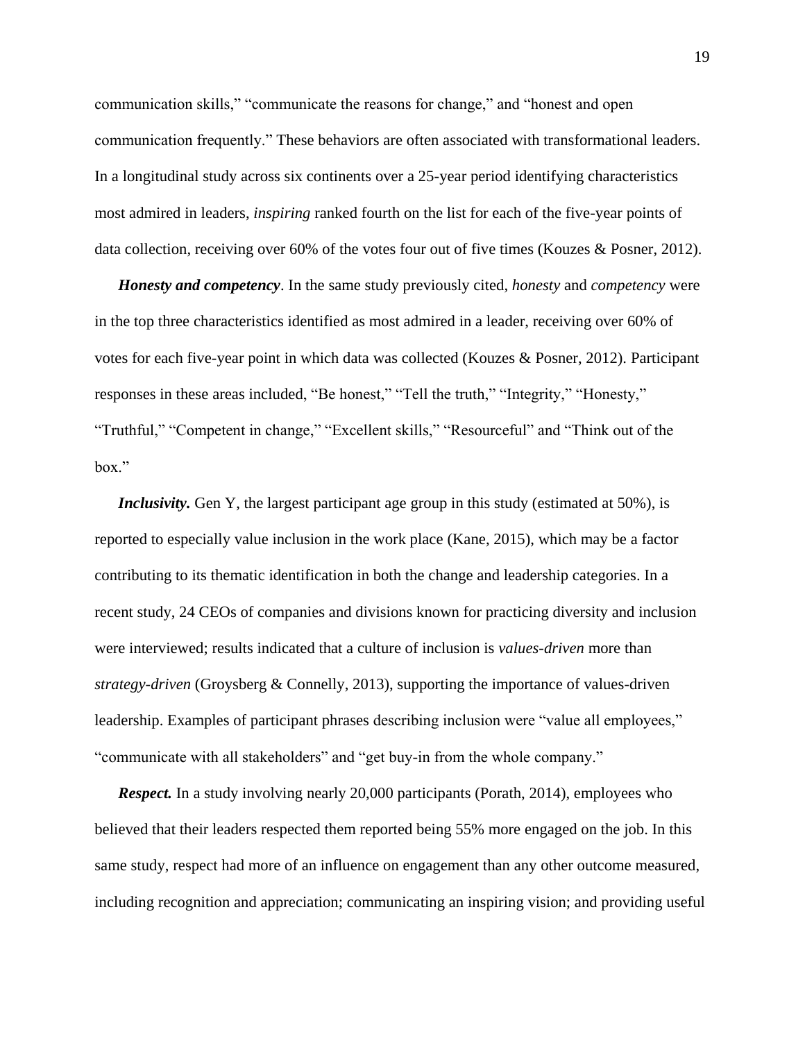communication skills," "communicate the reasons for change," and "honest and open communication frequently." These behaviors are often associated with transformational leaders. In a longitudinal study across six continents over a 25-year period identifying characteristics most admired in leaders, *inspiring* ranked fourth on the list for each of the five-year points of data collection, receiving over 60% of the votes four out of five times (Kouzes & Posner, 2012).

***Honesty and competency***. In the same study previously cited, *honesty* and *competency* were in the top three characteristics identified as most admired in a leader, receiving over 60% of votes for each five-year point in which data was collected (Kouzes & Posner, 2012). Participant responses in these areas included, "Be honest," "Tell the truth," "Integrity," "Honesty," "Truthful," "Competent in change," "Excellent skills," "Resourceful" and "Think out of the box."

***Inclusivity.*** Gen Y, the largest participant age group in this study (estimated at 50%), is reported to especially value inclusion in the work place (Kane, 2015), which may be a factor contributing to its thematic identification in both the change and leadership categories. In a recent study, 24 CEOs of companies and divisions known for practicing diversity and inclusion were interviewed; results indicated that a culture of inclusion is *values-driven* more than *strategy-driven* (Groysberg & Connelly, 2013), supporting the importance of values-driven leadership. Examples of participant phrases describing inclusion were "value all employees," "communicate with all stakeholders" and "get buy-in from the whole company."

***Respect.*** In a study involving nearly 20,000 participants (Porath, 2014), employees who believed that their leaders respected them reported being 55% more engaged on the job. In this same study, respect had more of an influence on engagement than any other outcome measured, including recognition and appreciation; communicating an inspiring vision; and providing useful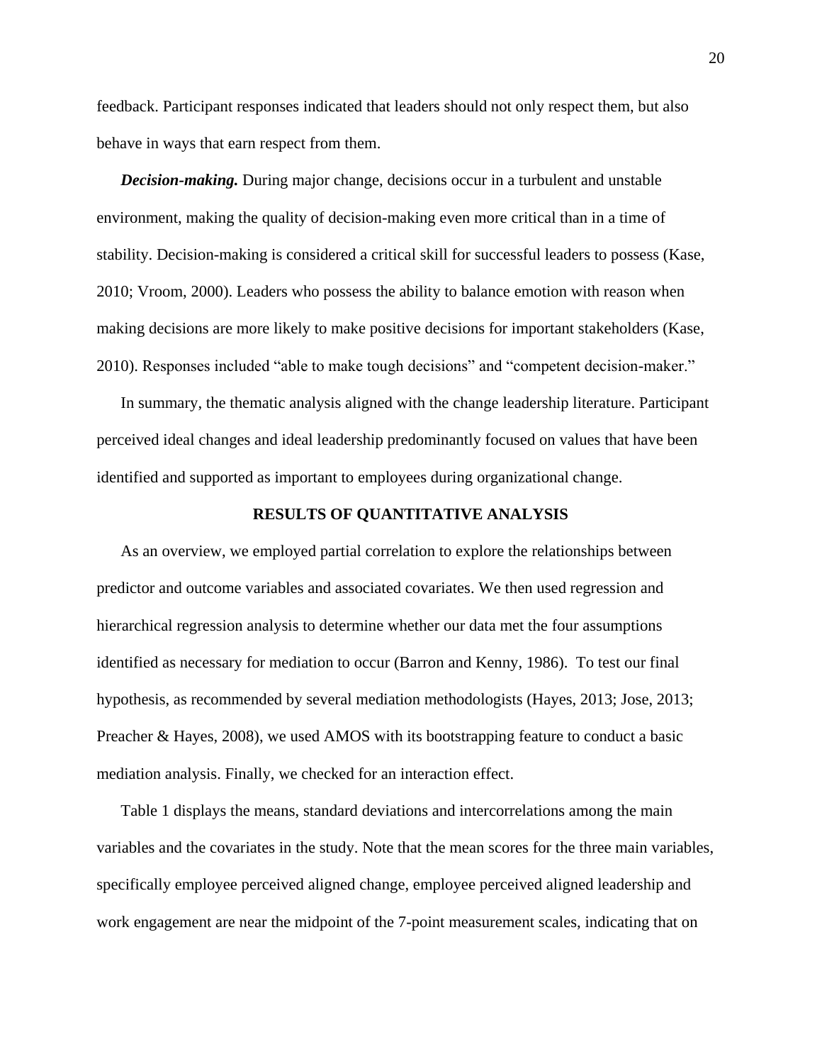feedback. Participant responses indicated that leaders should not only respect them, but also behave in ways that earn respect from them.

***Decision-making.*** During major change, decisions occur in a turbulent and unstable environment, making the quality of decision-making even more critical than in a time of stability. Decision-making is considered a critical skill for successful leaders to possess (Kase, 2010; Vroom, 2000). Leaders who possess the ability to balance emotion with reason when making decisions are more likely to make positive decisions for important stakeholders (Kase, 2010). Responses included "able to make tough decisions" and "competent decision-maker."

In summary, the thematic analysis aligned with the change leadership literature. Participant perceived ideal changes and ideal leadership predominantly focused on values that have been identified and supported as important to employees during organizational change.

## RESULTS OF QUANTITATIVE ANALYSIS

As an overview, we employed partial correlation to explore the relationships between predictor and outcome variables and associated covariates. We then used regression and hierarchical regression analysis to determine whether our data met the four assumptions identified as necessary for mediation to occur (Barron and Kenny, 1986). To test our final hypothesis, as recommended by several mediation methodologists (Hayes, 2013; Jose, 2013; Preacher & Hayes, 2008), we used AMOS with its bootstrapping feature to conduct a basic mediation analysis. Finally, we checked for an interaction effect.

Table 1 displays the means, standard deviations and intercorrelations among the main variables and the covariates in the study. Note that the mean scores for the three main variables, specifically employee perceived aligned change, employee perceived aligned leadership and work engagement are near the midpoint of the 7-point measurement scales, indicating that on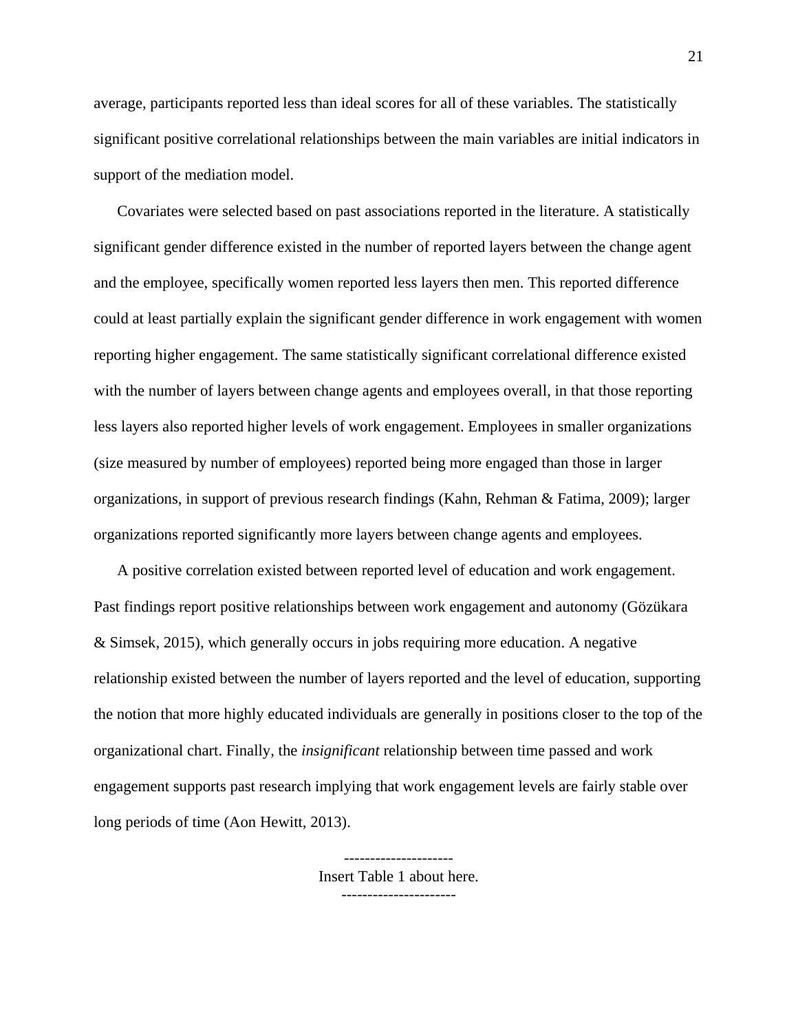average, participants reported less than ideal scores for all of these variables. The statistically significant positive correlational relationships between the main variables are initial indicators in support of the mediation model.

Covariates were selected based on past associations reported in the literature. A statistically significant gender difference existed in the number of reported layers between the change agent and the employee, specifically women reported less layers then men. This reported difference could at least partially explain the significant gender difference in work engagement with women reporting higher engagement. The same statistically significant correlational difference existed with the number of layers between change agents and employees overall, in that those reporting less layers also reported higher levels of work engagement. Employees in smaller organizations (size measured by number of employees) reported being more engaged than those in larger organizations, in support of previous research findings (Kahn, Rehman & Fatima, 2009); larger organizations reported significantly more layers between change agents and employees.

A positive correlation existed between reported level of education and work engagement. Past findings report positive relationships between work engagement and autonomy (Gözükara & Simsek, 2015), which generally occurs in jobs requiring more education. A negative relationship existed between the number of layers reported and the level of education, supporting the notion that more highly educated individuals are generally in positions closer to the top of the organizational chart. Finally, the *insignificant* relationship between time passed and work engagement supports past research implying that work engagement levels are fairly stable over long periods of time (Aon Hewitt, 2013).

---------------------

Insert Table 1 about here.

----------------------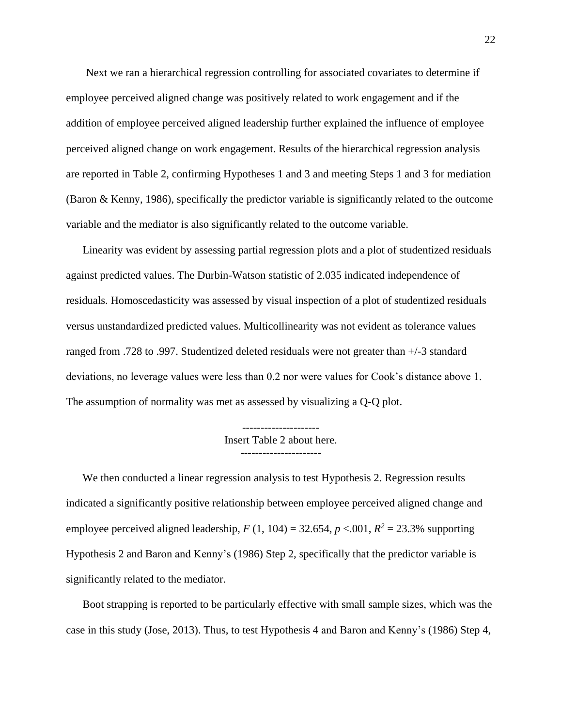Next we ran a hierarchical regression controlling for associated covariates to determine if employee perceived aligned change was positively related to work engagement and if the addition of employee perceived aligned leadership further explained the influence of employee perceived aligned change on work engagement. Results of the hierarchical regression analysis are reported in Table 2, confirming Hypotheses 1 and 3 and meeting Steps 1 and 3 for mediation (Baron & Kenny, 1986), specifically the predictor variable is significantly related to the outcome variable and the mediator is also significantly related to the outcome variable.

Linearity was evident by assessing partial regression plots and a plot of studentized residuals against predicted values. The Durbin-Watson statistic of 2.035 indicated independence of residuals. Homoscedasticity was assessed by visual inspection of a plot of studentized residuals versus unstandardized predicted values. Multicollinearity was not evident as tolerance values ranged from .728 to .997. Studentized deleted residuals were not greater than +/-3 standard deviations, no leverage values were less than 0.2 nor were values for Cook's distance above 1. The assumption of normality was met as assessed by visualizing a Q-Q plot.

---------------------
Insert Table 2 about here.
----------------------

We then conducted a linear regression analysis to test Hypothesis 2. Regression results indicated a significantly positive relationship between employee perceived aligned change and employee perceived aligned leadership, $F$ (1, 104) = 32.654, $p$ <.001, $R^2$ = 23.3% supporting Hypothesis 2 and Baron and Kenny's (1986) Step 2, specifically that the predictor variable is significantly related to the mediator.

Boot strapping is reported to be particularly effective with small sample sizes, which was the case in this study (Jose, 2013). Thus, to test Hypothesis 4 and Baron and Kenny's (1986) Step 4,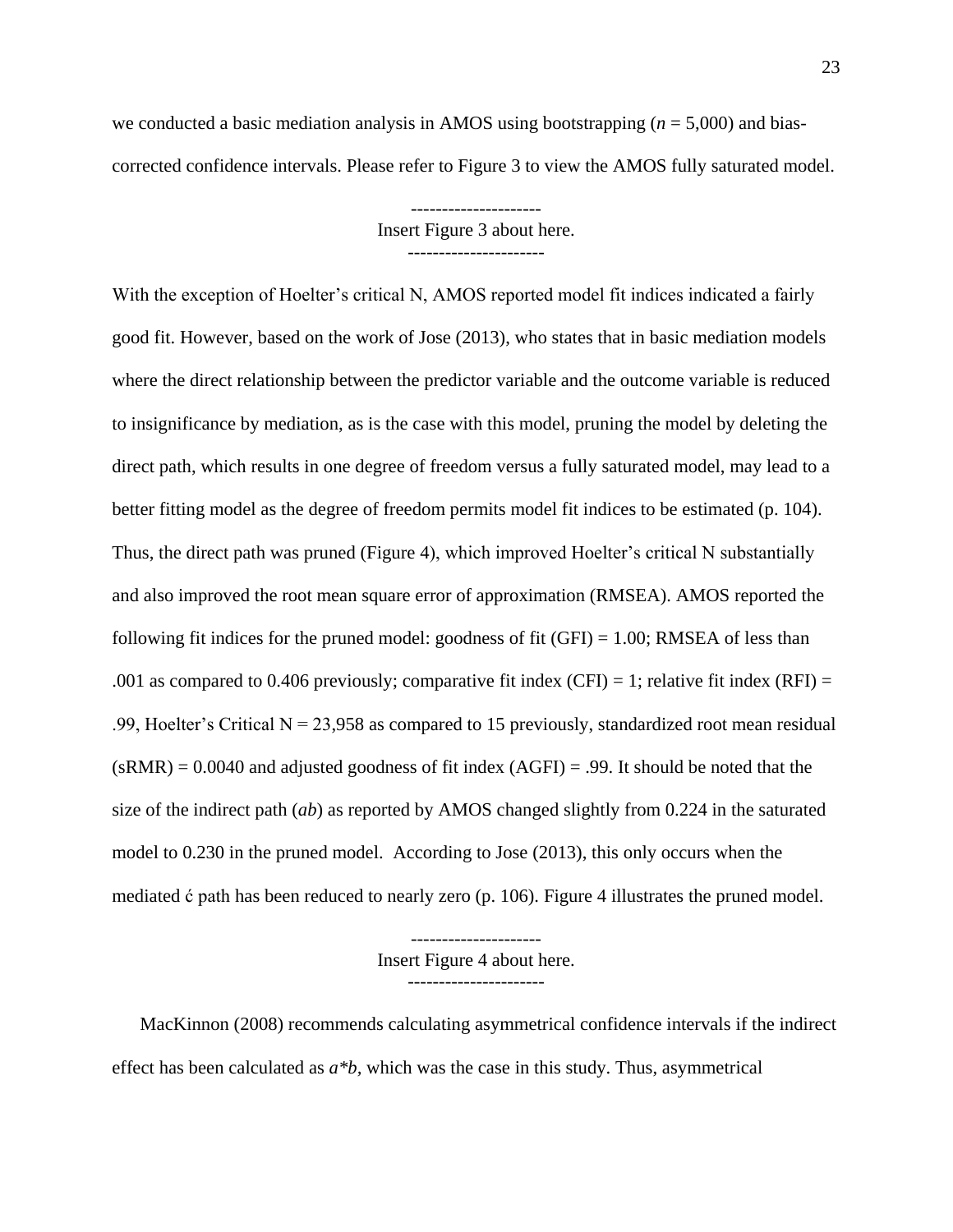we conducted a basic mediation analysis in AMOS using bootstrapping (*n* = 5,000) and bias-corrected confidence intervals. Please refer to Figure 3 to view the AMOS fully saturated model.

---------------------
Insert Figure 3 about here.
----------------------

With the exception of Hoelter's critical N, AMOS reported model fit indices indicated a fairly good fit. However, based on the work of Jose (2013), who states that in basic mediation models where the direct relationship between the predictor variable and the outcome variable is reduced to insignificance by mediation, as is the case with this model, pruning the model by deleting the direct path, which results in one degree of freedom versus a fully saturated model, may lead to a better fitting model as the degree of freedom permits model fit indices to be estimated (p. 104). Thus, the direct path was pruned (Figure 4), which improved Hoelter's critical N substantially and also improved the root mean square error of approximation (RMSEA). AMOS reported the following fit indices for the pruned model: goodness of fit (GFI) = 1.00; RMSEA of less than .001 as compared to 0.406 previously; comparative fit index (CFI) = 1; relative fit index (RFI) = .99, Hoelter's Critical N = 23,958 as compared to 15 previously, standardized root mean residual (sRMR) = 0.0040 and adjusted goodness of fit index (AGFI) = .99. It should be noted that the size of the indirect path (*ab*) as reported by AMOS changed slightly from 0.224 in the saturated model to 0.230 in the pruned model. According to Jose (2013), this only occurs when the mediated ć path has been reduced to nearly zero (p. 106). Figure 4 illustrates the pruned model.

---------------------
Insert Figure 4 about here.
----------------------

MacKinnon (2008) recommends calculating asymmetrical confidence intervals if the indirect effect has been calculated as *a\*b*, which was the case in this study. Thus, asymmetrical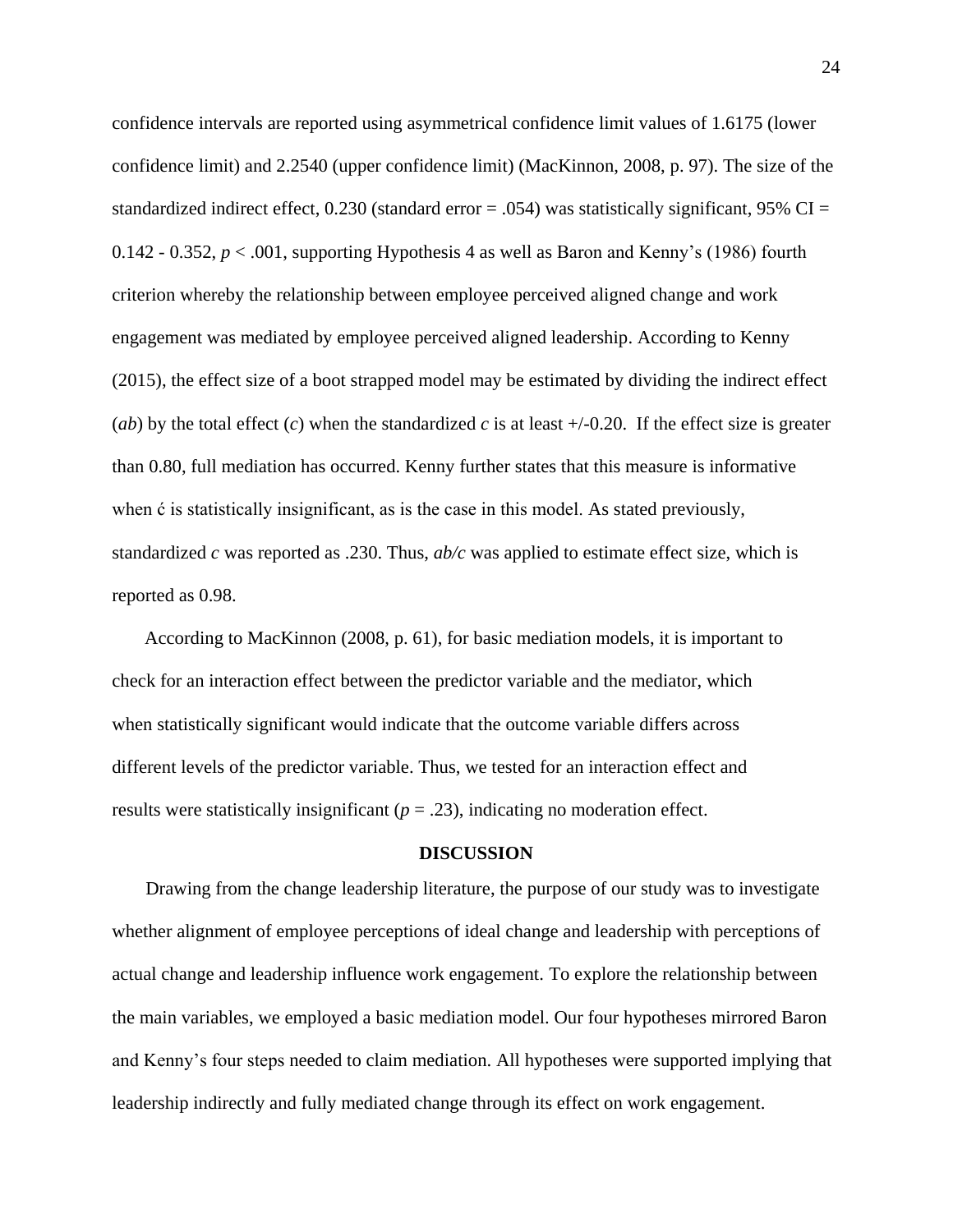confidence intervals are reported using asymmetrical confidence limit values of 1.6175 (lower confidence limit) and 2.2540 (upper confidence limit) (MacKinnon, 2008, p. 97). The size of the standardized indirect effect, 0.230 (standard error = .054) was statistically significant, 95% CI = 0.142 - 0.352, $p < .001$, supporting Hypothesis 4 as well as Baron and Kenny's (1986) fourth criterion whereby the relationship between employee perceived aligned change and work engagement was mediated by employee perceived aligned leadership. According to Kenny (2015), the effect size of a boot strapped model may be estimated by dividing the indirect effect (*ab*) by the total effect (*c*) when the standardized *c* is at least +/-0.20. If the effect size is greater than 0.80, full mediation has occurred. Kenny further states that this measure is informative when ć is statistically insignificant, as is the case in this model. As stated previously, standardized *c* was reported as .230. Thus, *ab/c* was applied to estimate effect size, which is reported as 0.98.

According to MacKinnon (2008, p. 61), for basic mediation models, it is important to check for an interaction effect between the predictor variable and the mediator, which when statistically significant would indicate that the outcome variable differs across different levels of the predictor variable. Thus, we tested for an interaction effect and results were statistically insignificant ($p = .23$), indicating no moderation effect.

## DISCUSSION

Drawing from the change leadership literature, the purpose of our study was to investigate whether alignment of employee perceptions of ideal change and leadership with perceptions of actual change and leadership influence work engagement. To explore the relationship between the main variables, we employed a basic mediation model. Our four hypotheses mirrored Baron and Kenny's four steps needed to claim mediation. All hypotheses were supported implying that leadership indirectly and fully mediated change through its effect on work engagement.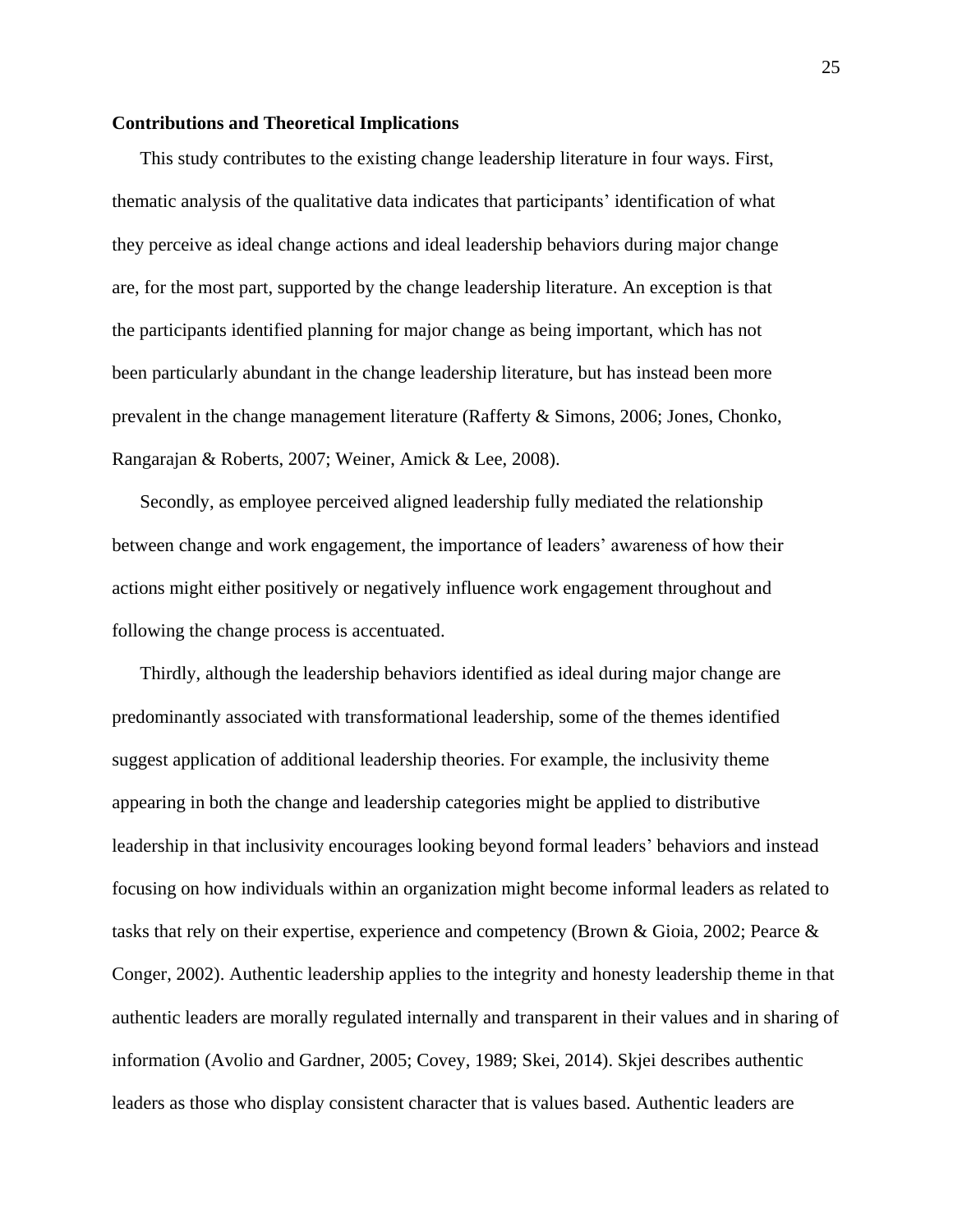**Contributions and Theoretical Implications**

This study contributes to the existing change leadership literature in four ways. First, thematic analysis of the qualitative data indicates that participants' identification of what they perceive as ideal change actions and ideal leadership behaviors during major change are, for the most part, supported by the change leadership literature. An exception is that the participants identified planning for major change as being important, which has not been particularly abundant in the change leadership literature, but has instead been more prevalent in the change management literature (Rafferty & Simons, 2006; Jones, Chonko, Rangarajan & Roberts, 2007; Weiner, Amick & Lee, 2008).

Secondly, as employee perceived aligned leadership fully mediated the relationship between change and work engagement, the importance of leaders' awareness of how their actions might either positively or negatively influence work engagement throughout and following the change process is accentuated.

Thirdly, although the leadership behaviors identified as ideal during major change are predominantly associated with transformational leadership, some of the themes identified suggest application of additional leadership theories. For example, the inclusivity theme appearing in both the change and leadership categories might be applied to distributive leadership in that inclusivity encourages looking beyond formal leaders' behaviors and instead focusing on how individuals within an organization might become informal leaders as related to tasks that rely on their expertise, experience and competency (Brown & Gioia, 2002; Pearce & Conger, 2002). Authentic leadership applies to the integrity and honesty leadership theme in that authentic leaders are morally regulated internally and transparent in their values and in sharing of information (Avolio and Gardner, 2005; Covey, 1989; Skei, 2014). Skjei describes authentic leaders as those who display consistent character that is values based. Authentic leaders are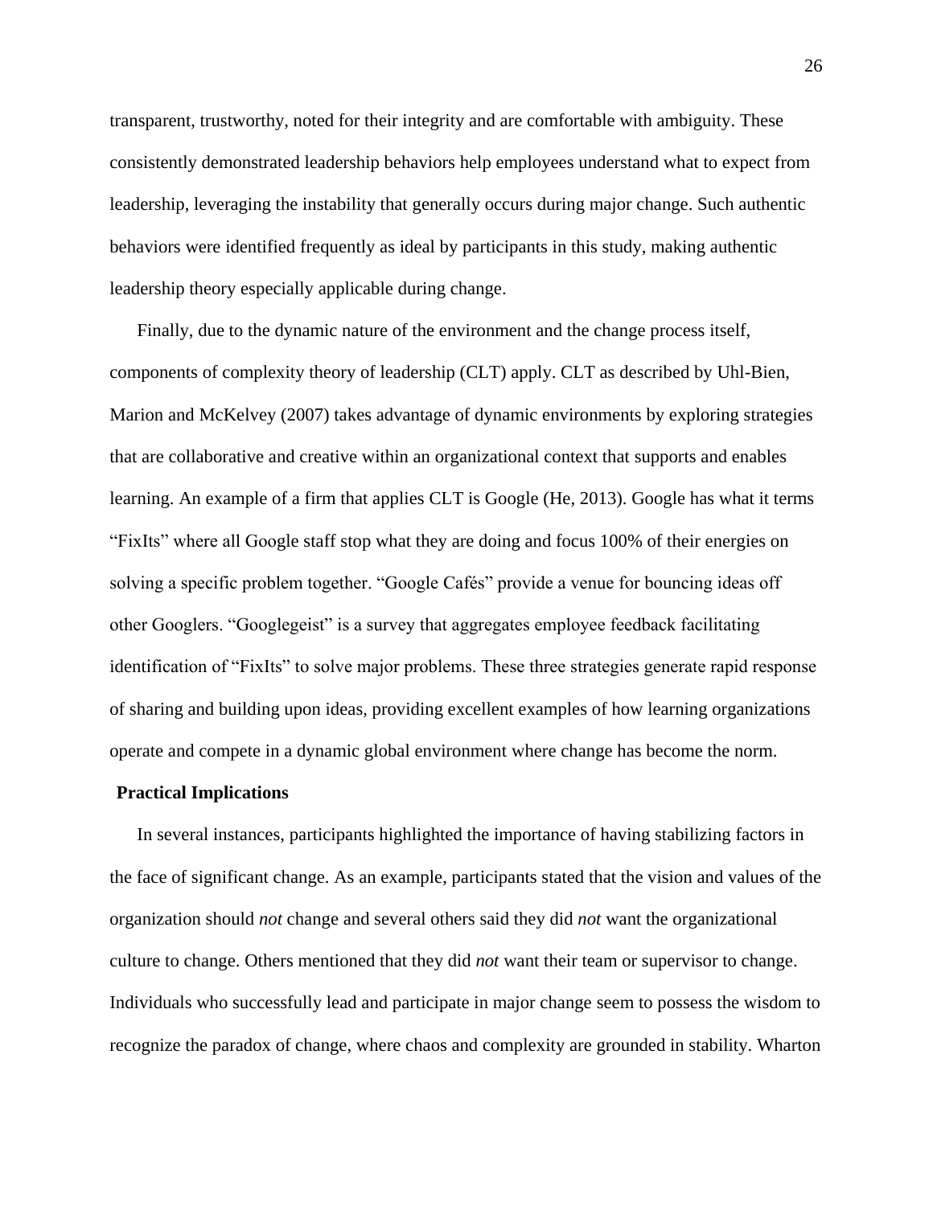transparent, trustworthy, noted for their integrity and are comfortable with ambiguity. These consistently demonstrated leadership behaviors help employees understand what to expect from leadership, leveraging the instability that generally occurs during major change. Such authentic behaviors were identified frequently as ideal by participants in this study, making authentic leadership theory especially applicable during change.

Finally, due to the dynamic nature of the environment and the change process itself, components of complexity theory of leadership (CLT) apply. CLT as described by Uhl-Bien, Marion and McKelvey (2007) takes advantage of dynamic environments by exploring strategies that are collaborative and creative within an organizational context that supports and enables learning. An example of a firm that applies CLT is Google (He, 2013). Google has what it terms "FixIts" where all Google staff stop what they are doing and focus 100% of their energies on solving a specific problem together. "Google Cafés" provide a venue for bouncing ideas off other Googlers. "Googlegeist" is a survey that aggregates employee feedback facilitating identification of "FixIts" to solve major problems. These three strategies generate rapid response of sharing and building upon ideas, providing excellent examples of how learning organizations operate and compete in a dynamic global environment where change has become the norm.

## Practical Implications

In several instances, participants highlighted the importance of having stabilizing factors in the face of significant change. As an example, participants stated that the vision and values of the organization should *not* change and several others said they did *not* want the organizational culture to change. Others mentioned that they did *not* want their team or supervisor to change. Individuals who successfully lead and participate in major change seem to possess the wisdom to recognize the paradox of change, where chaos and complexity are grounded in stability. Wharton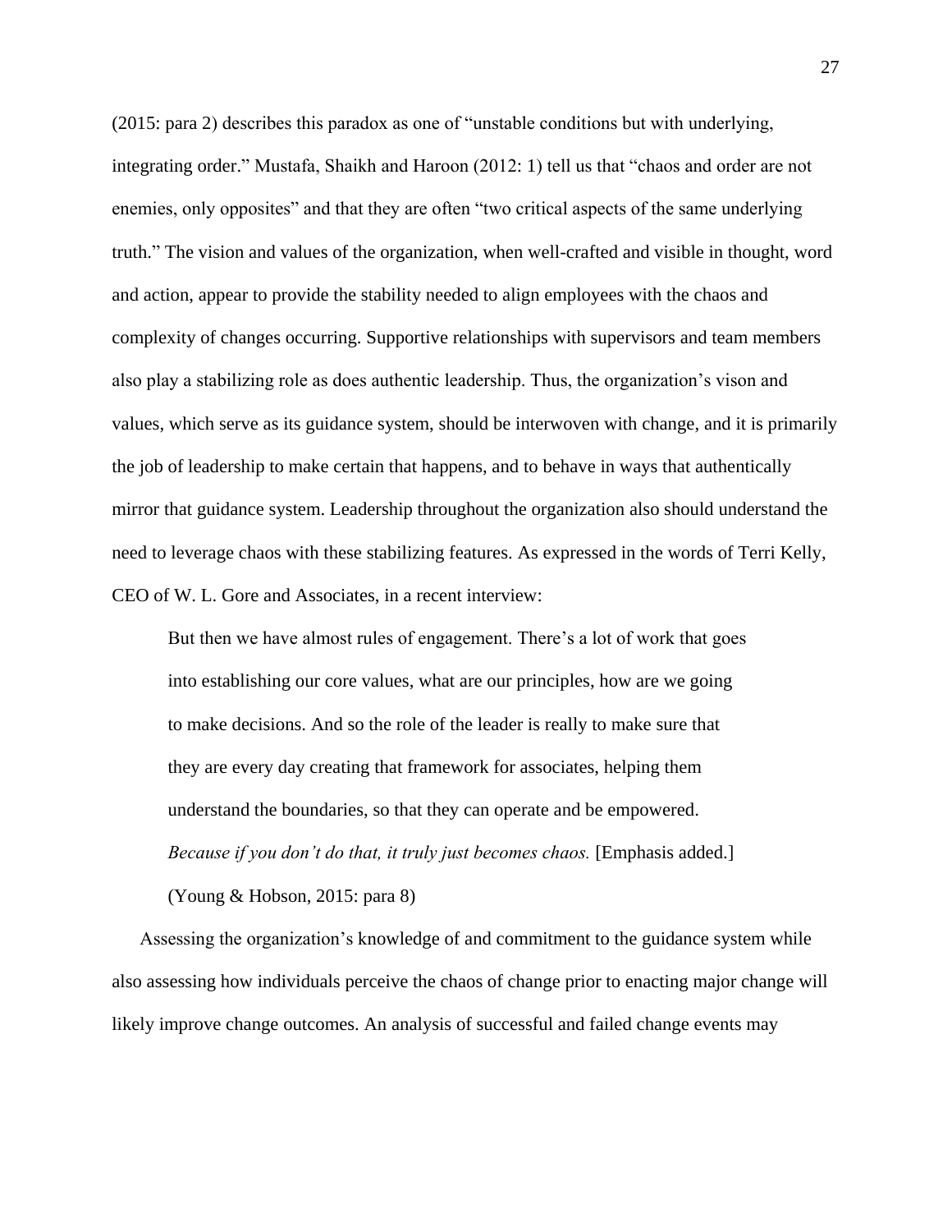(2015: para 2) describes this paradox as one of "unstable conditions but with underlying, integrating order." Mustafa, Shaikh and Haroon (2012: 1) tell us that "chaos and order are not enemies, only opposites" and that they are often "two critical aspects of the same underlying truth." The vision and values of the organization, when well-crafted and visible in thought, word and action, appear to provide the stability needed to align employees with the chaos and complexity of changes occurring. Supportive relationships with supervisors and team members also play a stabilizing role as does authentic leadership. Thus, the organization's vison and values, which serve as its guidance system, should be interwoven with change, and it is primarily the job of leadership to make certain that happens, and to behave in ways that authentically mirror that guidance system. Leadership throughout the organization also should understand the need to leverage chaos with these stabilizing features. As expressed in the words of Terri Kelly, CEO of W. L. Gore and Associates, in a recent interview:

> But then we have almost rules of engagement. There's a lot of work that goes into establishing our core values, what are our principles, how are we going to make decisions. And so the role of the leader is really to make sure that they are every day creating that framework for associates, helping them understand the boundaries, so that they can operate and be empowered. *Because if you don't do that, it truly just becomes chaos.* [Emphasis added.] (Young & Hobson, 2015: para 8)

Assessing the organization's knowledge of and commitment to the guidance system while also assessing how individuals perceive the chaos of change prior to enacting major change will likely improve change outcomes. An analysis of successful and failed change events may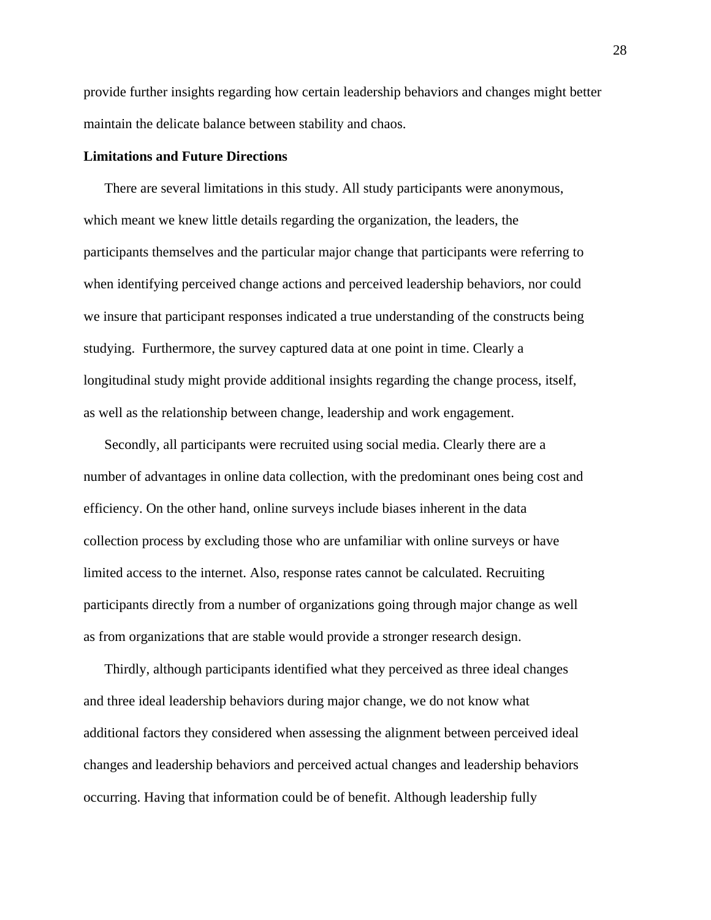provide further insights regarding how certain leadership behaviors and changes might better maintain the delicate balance between stability and chaos.

**Limitations and Future Directions**

There are several limitations in this study. All study participants were anonymous, which meant we knew little details regarding the organization, the leaders, the participants themselves and the particular major change that participants were referring to when identifying perceived change actions and perceived leadership behaviors, nor could we insure that participant responses indicated a true understanding of the constructs being studying.  Furthermore, the survey captured data at one point in time. Clearly a longitudinal study might provide additional insights regarding the change process, itself, as well as the relationship between change, leadership and work engagement.

Secondly, all participants were recruited using social media. Clearly there are a number of advantages in online data collection, with the predominant ones being cost and efficiency. On the other hand, online surveys include biases inherent in the data collection process by excluding those who are unfamiliar with online surveys or have limited access to the internet. Also, response rates cannot be calculated. Recruiting participants directly from a number of organizations going through major change as well as from organizations that are stable would provide a stronger research design.

Thirdly, although participants identified what they perceived as three ideal changes and three ideal leadership behaviors during major change, we do not know what additional factors they considered when assessing the alignment between perceived ideal changes and leadership behaviors and perceived actual changes and leadership behaviors occurring. Having that information could be of benefit. Although leadership fully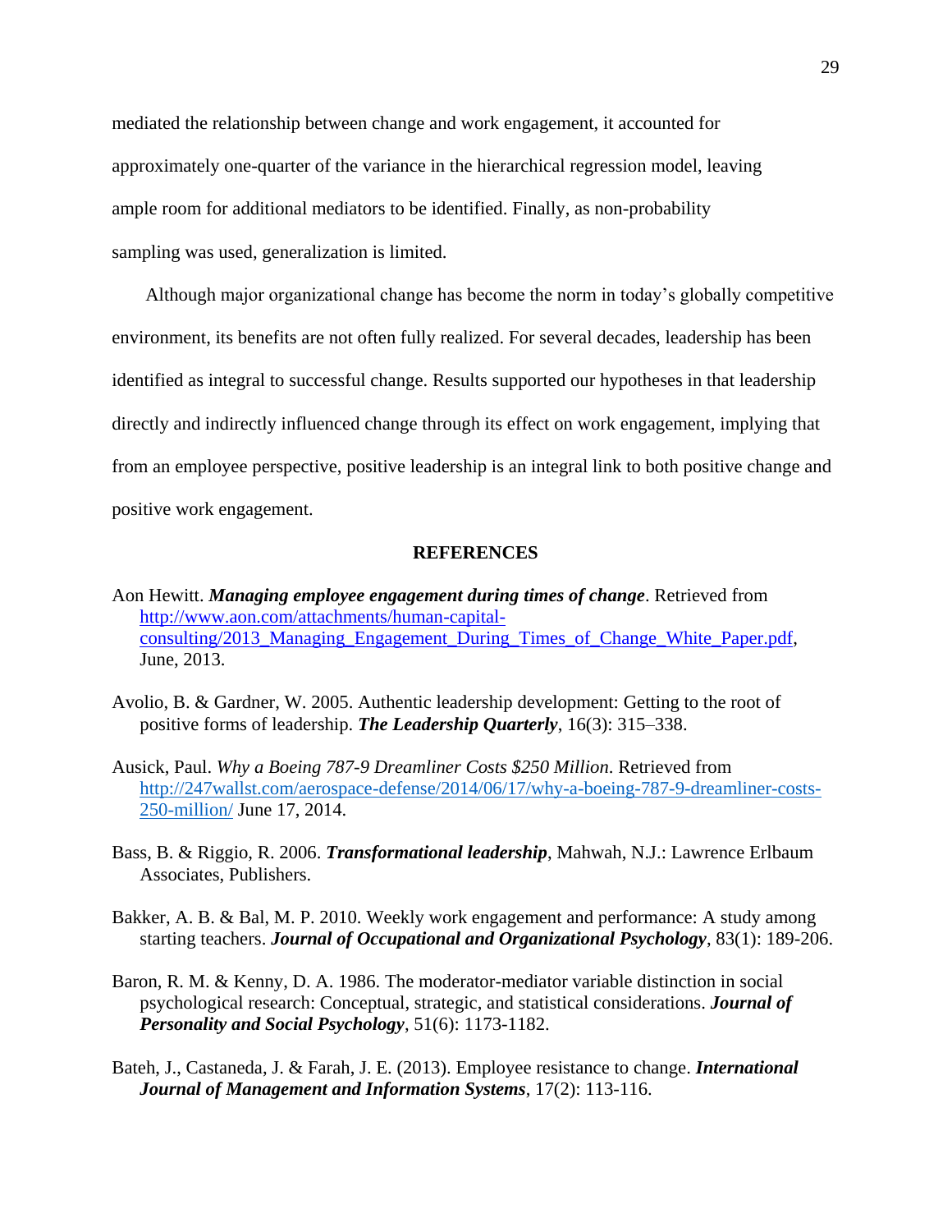mediated the relationship between change and work engagement, it accounted for approximately one-quarter of the variance in the hierarchical regression model, leaving ample room for additional mediators to be identified. Finally, as non-probability sampling was used, generalization is limited.

Although major organizational change has become the norm in today's globally competitive environment, its benefits are not often fully realized. For several decades, leadership has been identified as integral to successful change. Results supported our hypotheses in that leadership directly and indirectly influenced change through its effect on work engagement, implying that from an employee perspective, positive leadership is an integral link to both positive change and positive work engagement.

## REFERENCES

Aon Hewitt. ***Managing employee engagement during times of change***. Retrieved from http://www.aon.com/attachments/human-capital-consulting/2013_Managing_Engagement_During_Times_of_Change_White_Paper.pdf, June, 2013.

Avolio, B. & Gardner, W. 2005. Authentic leadership development: Getting to the root of positive forms of leadership. ***The Leadership Quarterly***, 16(3): 315–338.

Ausick, Paul. *Why a Boeing 787-9 Dreamliner Costs $250 Million*. Retrieved from http://247wallst.com/aerospace-defense/2014/06/17/why-a-boeing-787-9-dreamliner-costs-250-million/ June 17, 2014.

Bass, B. & Riggio, R. 2006. ***Transformational leadership***, Mahwah, N.J.: Lawrence Erlbaum Associates, Publishers.

Bakker, A. B. & Bal, M. P. 2010. Weekly work engagement and performance: A study among starting teachers. ***Journal of Occupational and Organizational Psychology***, 83(1): 189-206.

Baron, R. M. & Kenny, D. A. 1986. The moderator-mediator variable distinction in social psychological research: Conceptual, strategic, and statistical considerations. ***Journal of Personality and Social Psychology***, 51(6): 1173-1182.

Bateh, J., Castaneda, J. & Farah, J. E. (2013). Employee resistance to change. ***International Journal of Management and Information Systems***, 17(2): 113-116.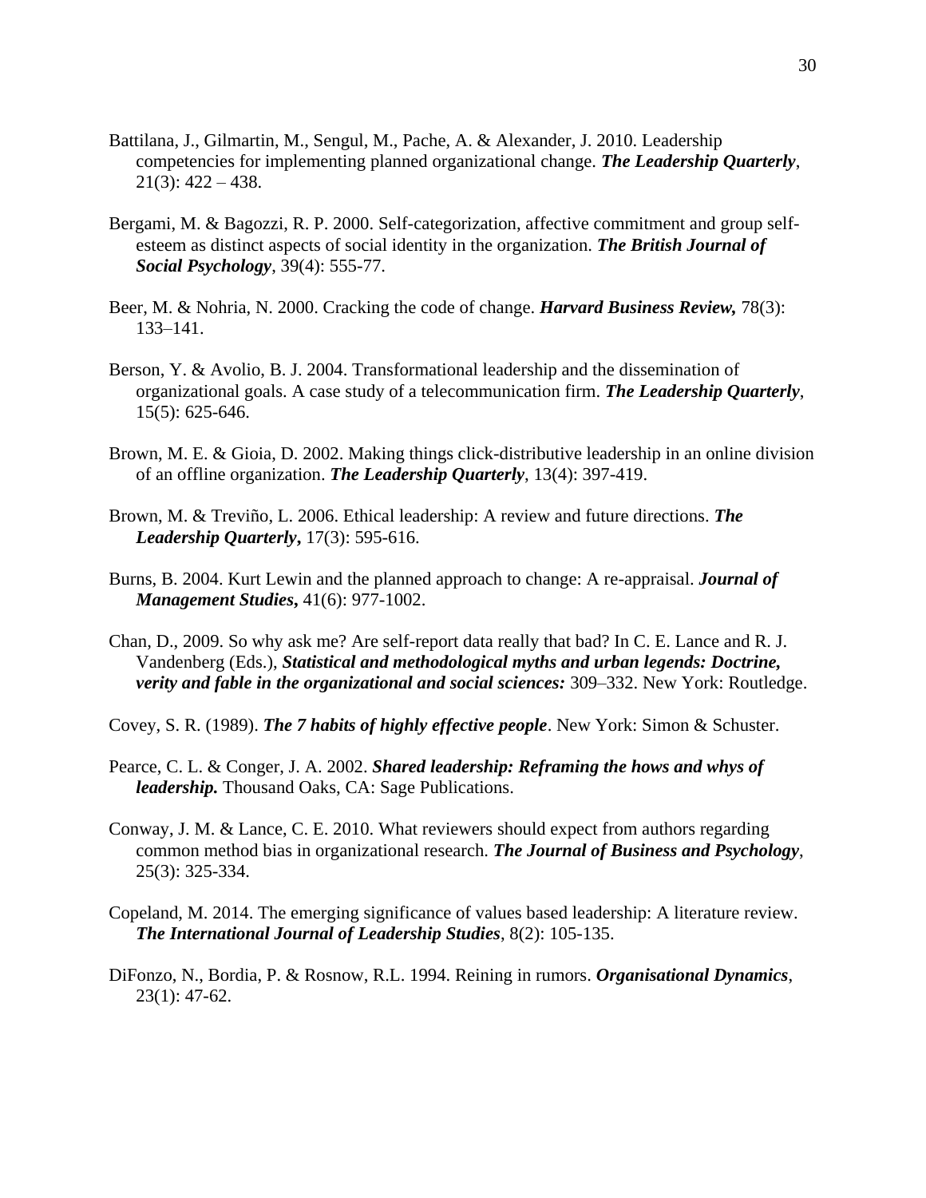Battilana, J., Gilmartin, M., Sengul, M., Pache, A. & Alexander, J. 2010. Leadership competencies for implementing planned organizational change. ***The Leadership Quarterly***, 21(3): 422 – 438.

Bergami, M. & Bagozzi, R. P. 2000. Self-categorization, affective commitment and group self-esteem as distinct aspects of social identity in the organization. ***The British Journal of Social Psychology***, 39(4): 555-77.

Beer, M. & Nohria, N. 2000. Cracking the code of change. ***Harvard Business Review,*** 78(3): 133–141.

Berson, Y. & Avolio, B. J. 2004. Transformational leadership and the dissemination of organizational goals. A case study of a telecommunication firm. ***The Leadership Quarterly***, 15(5): 625-646.

Brown, M. E. & Gioia, D. 2002. Making things click-distributive leadership in an online division of an offline organization. ***The Leadership Quarterly***, 13(4): 397-419.

Brown, M. & Treviño, L. 2006. Ethical leadership: A review and future directions. ***The Leadership Quarterly*****,** 17(3): 595-616.

Burns, B. 2004. Kurt Lewin and the planned approach to change: A re-appraisal. ***Journal of Management Studies*****,** 41(6): 977-1002.

Chan, D., 2009. So why ask me? Are self-report data really that bad? In C. E. Lance and R. J. Vandenberg (Eds.), ***Statistical and methodological myths and urban legends: Doctrine, verity and fable in the organizational and social sciences:*** 309–332. New York: Routledge.

Covey, S. R. (1989). ***The 7 habits of highly effective people***. New York: Simon & Schuster.

Pearce, C. L. & Conger, J. A. 2002. ***Shared leadership: Reframing the hows and whys of leadership.*** Thousand Oaks, CA: Sage Publications.

Conway, J. M. & Lance, C. E. 2010. What reviewers should expect from authors regarding common method bias in organizational research. ***The Journal of Business and Psychology***, 25(3): 325-334.

Copeland, M. 2014. The emerging significance of values based leadership: A literature review. ***The International Journal of Leadership Studies***, 8(2): 105-135.

DiFonzo, N., Bordia, P. & Rosnow, R.L. 1994. Reining in rumors. ***Organisational Dynamics***, 23(1): 47-62.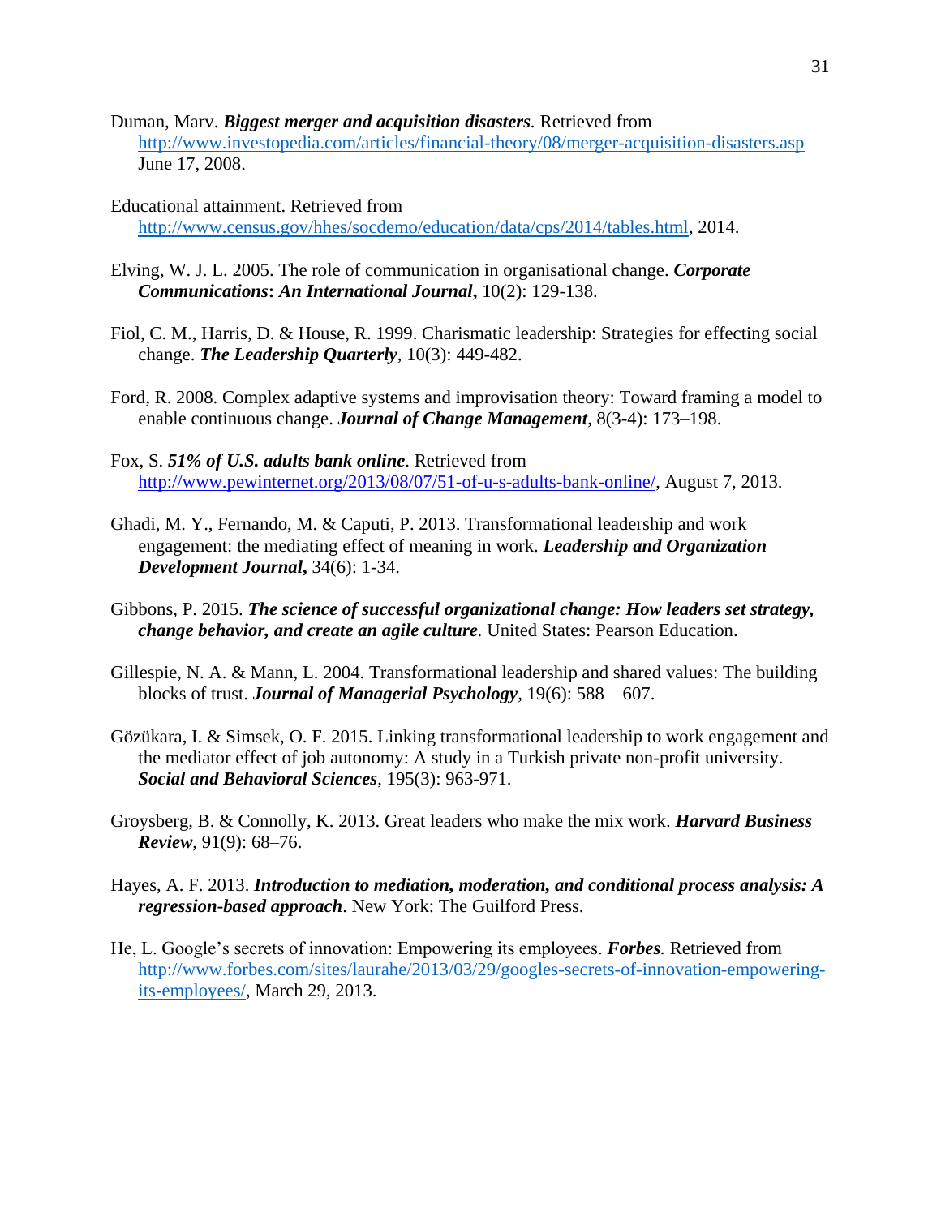Duman, Marv. ***Biggest merger and acquisition disasters***. Retrieved from http://www.investopedia.com/articles/financial-theory/08/merger-acquisition-disasters.asp June 17, 2008.

Educational attainment. Retrieved from http://www.census.gov/hhes/socdemo/education/data/cps/2014/tables.html, 2014.

Elving, W. J. L. 2005. The role of communication in organisational change. ***Corporate Communications*: *An International Journal*,** 10(2): 129-138.

Fiol, C. M., Harris, D. & House, R. 1999. Charismatic leadership: Strategies for effecting social change. ***The Leadership Quarterly***, 10(3): 449-482.

Ford, R. 2008. Complex adaptive systems and improvisation theory: Toward framing a model to enable continuous change. ***Journal of Change Management***, 8(3-4): 173–198.

Fox, S. ***51% of U.S. adults bank online***. Retrieved from http://www.pewinternet.org/2013/08/07/51-of-u-s-adults-bank-online/, August 7, 2013.

Ghadi, M. Y., Fernando, M. & Caputi, P. 2013. Transformational leadership and work engagement: the mediating effect of meaning in work. ***Leadership and Organization Development Journal*,** 34(6): 1-34.

Gibbons, P. 2015. ***The science of successful organizational change: How leaders set strategy, change behavior, and create an agile culture***. United States: Pearson Education.

Gillespie, N. A. & Mann, L. 2004. Transformational leadership and shared values: The building blocks of trust. ***Journal of Managerial Psychology***, 19(6): 588 – 607.

Gözükara, I. & Simsek, O. F. 2015. Linking transformational leadership to work engagement and the mediator effect of job autonomy: A study in a Turkish private non-profit university. ***Social and Behavioral Sciences***, 195(3): 963-971.

Groysberg, B. & Connolly, K. 2013. Great leaders who make the mix work. ***Harvard Business Review***, 91(9): 68–76.

Hayes, A. F. 2013. ***Introduction to mediation, moderation, and conditional process analysis: A regression-based approach***. New York: The Guilford Press.

He, L. Google's secrets of innovation: Empowering its employees. ***Forbes***. Retrieved from http://www.forbes.com/sites/laurahe/2013/03/29/googles-secrets-of-innovation-empowering-its-employees/, March 29, 2013.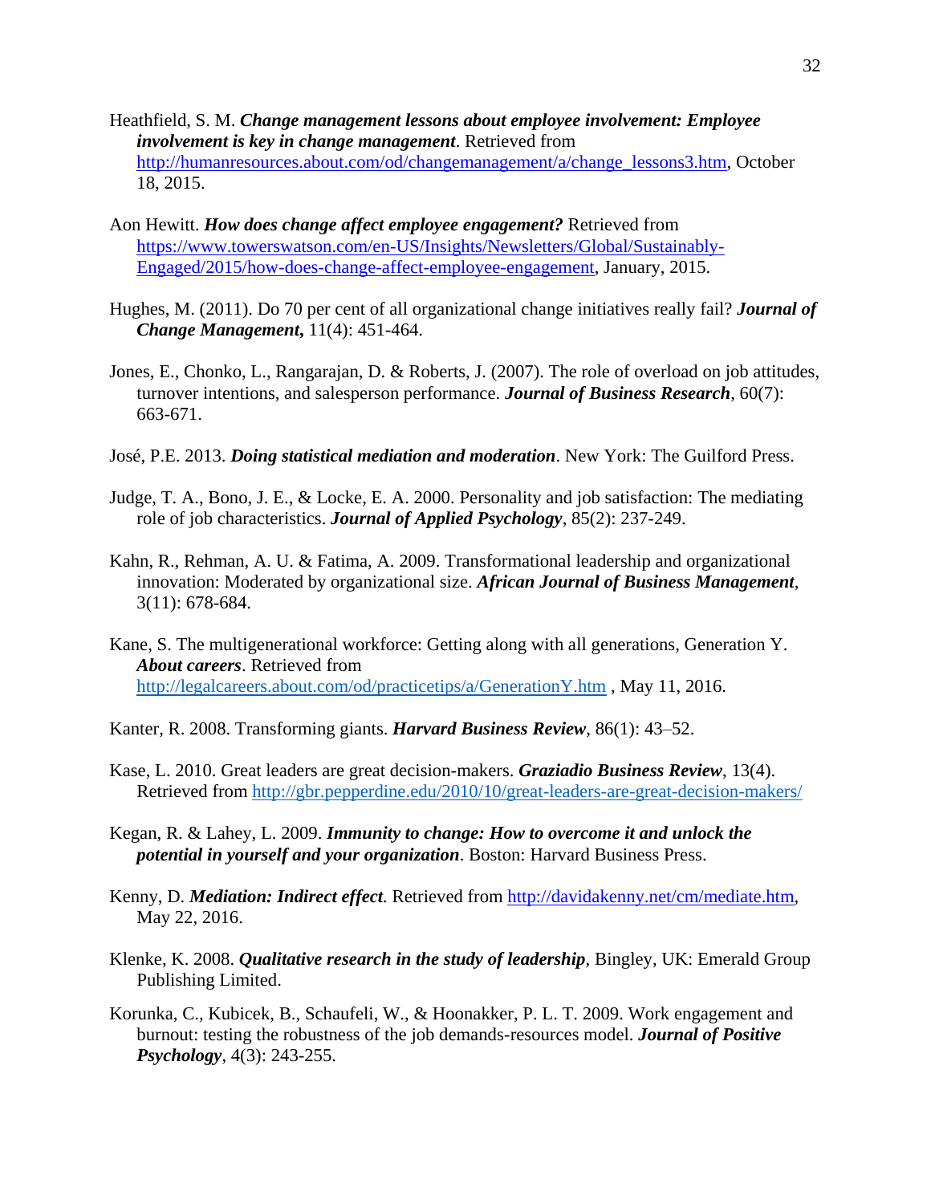Heathfield, S. M. ***Change management lessons about employee involvement: Employee involvement is key in change management***. Retrieved from http://humanresources.about.com/od/changemanagement/a/change_lessons3.htm, October 18, 2015.

Aon Hewitt. ***How does change affect employee engagement?*** Retrieved from https://www.towerswatson.com/en-US/Insights/Newsletters/Global/Sustainably-Engaged/2015/how-does-change-affect-employee-engagement, January, 2015.

Hughes, M. (2011). Do 70 per cent of all organizational change initiatives really fail? ***Journal of Change Management***, 11(4): 451-464.

Jones, E., Chonko, L., Rangarajan, D. & Roberts, J. (2007). The role of overload on job attitudes, turnover intentions, and salesperson performance. ***Journal of Business Research***, 60(7): 663-671.

José, P.E. 2013. ***Doing statistical mediation and moderation***. New York: The Guilford Press.

Judge, T. A., Bono, J. E., & Locke, E. A. 2000. Personality and job satisfaction: The mediating role of job characteristics. ***Journal of Applied Psychology***, 85(2): 237-249.

Kahn, R., Rehman, A. U. & Fatima, A. 2009. Transformational leadership and organizational innovation: Moderated by organizational size. ***African Journal of Business Management***, 3(11): 678-684.

Kane, S. The multigenerational workforce: Getting along with all generations, Generation Y. ***About careers***. Retrieved from http://legalcareers.about.com/od/practicetips/a/GenerationY.htm , May 11, 2016.

Kanter, R. 2008. Transforming giants. ***Harvard Business Review***, 86(1): 43–52.

Kase, L. 2010. Great leaders are great decision-makers. ***Graziadio Business Review***, 13(4). Retrieved from http://gbr.pepperdine.edu/2010/10/great-leaders-are-great-decision-makers/

Kegan, R. & Lahey, L. 2009. ***Immunity to change: How to overcome it and unlock the potential in yourself and your organization***. Boston: Harvard Business Press.

Kenny, D. ***Mediation: Indirect effect.*** Retrieved from http://davidakenny.net/cm/mediate.htm, May 22, 2016.

Klenke, K. 2008. ***Qualitative research in the study of leadership***, Bingley, UK: Emerald Group Publishing Limited.

Korunka, C., Kubicek, B., Schaufeli, W., & Hoonakker, P. L. T. 2009. Work engagement and burnout: testing the robustness of the job demands-resources model. ***Journal of Positive Psychology***, 4(3): 243-255.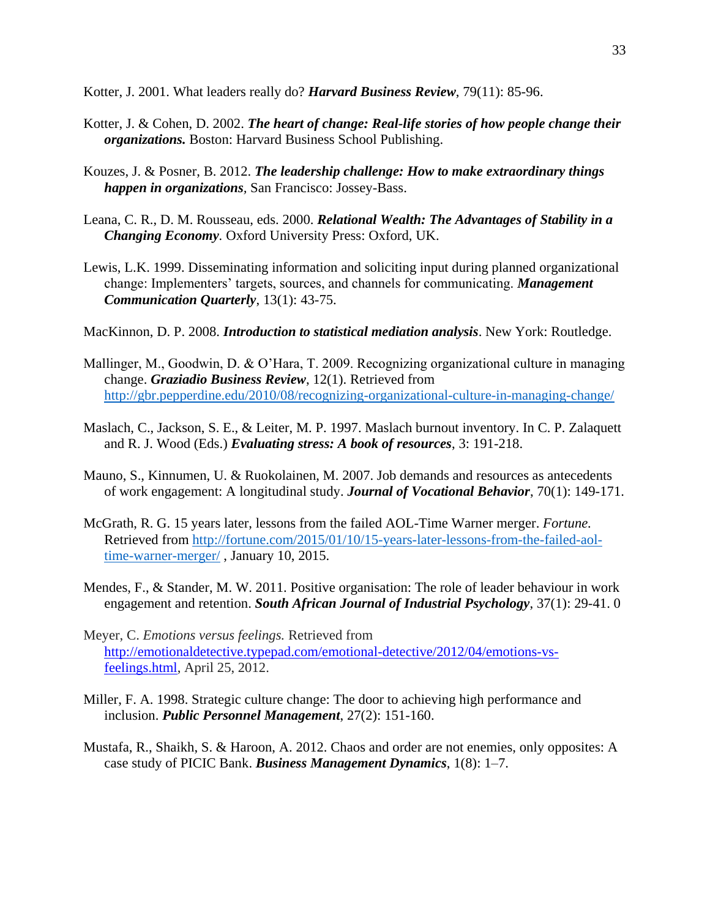Kotter, J. 2001. What leaders really do? ***Harvard Business Review***, 79(11): 85-96.

Kotter, J. & Cohen, D. 2002. ***The heart of change: Real-life stories of how people change their organizations.*** Boston: Harvard Business School Publishing.

Kouzes, J. & Posner, B. 2012. ***The leadership challenge: How to make extraordinary things happen in organizations***, San Francisco: Jossey-Bass.

Leana, C. R., D. M. Rousseau, eds. 2000. ***Relational Wealth: The Advantages of Stability in a Changing Economy***. Oxford University Press: Oxford, UK.

Lewis, L.K. 1999. Disseminating information and soliciting input during planned organizational change: Implementers' targets, sources, and channels for communicating. ***Management Communication Quarterly***, 13(1): 43-75.

MacKinnon, D. P. 2008. ***Introduction to statistical mediation analysis***. New York: Routledge.

Mallinger, M., Goodwin, D. & O'Hara, T. 2009. Recognizing organizational culture in managing change. ***Graziadio Business Review***, 12(1). Retrieved from http://gbr.pepperdine.edu/2010/08/recognizing-organizational-culture-in-managing-change/

Maslach, C., Jackson, S. E., & Leiter, M. P. 1997. Maslach burnout inventory. In C. P. Zalaquett and R. J. Wood (Eds.) ***Evaluating stress: A book of resources***, 3: 191-218.

Mauno, S., Kinnumen, U. & Ruokolainen, M. 2007. Job demands and resources as antecedents of work engagement: A longitudinal study. ***Journal of Vocational Behavior***, 70(1): 149-171.

McGrath, R. G. 15 years later, lessons from the failed AOL-Time Warner merger. *Fortune.* Retrieved from http://fortune.com/2015/01/10/15-years-later-lessons-from-the-failed-aol-time-warner-merger/ , January 10, 2015.

Mendes, F., & Stander, M. W. 2011. Positive organisation: The role of leader behaviour in work engagement and retention. ***South African Journal of Industrial Psychology***, 37(1): 29-41. 0

Meyer, C. *Emotions versus feelings.* Retrieved from http://emotionaldetective.typepad.com/emotional-detective/2012/04/emotions-vs-feelings.html, April 25, 2012.

Miller, F. A. 1998. Strategic culture change: The door to achieving high performance and inclusion. ***Public Personnel Management***, 27(2): 151-160.

Mustafa, R., Shaikh, S. & Haroon, A. 2012. Chaos and order are not enemies, only opposites: A case study of PICIC Bank. ***Business Management Dynamics***, 1(8): 1–7.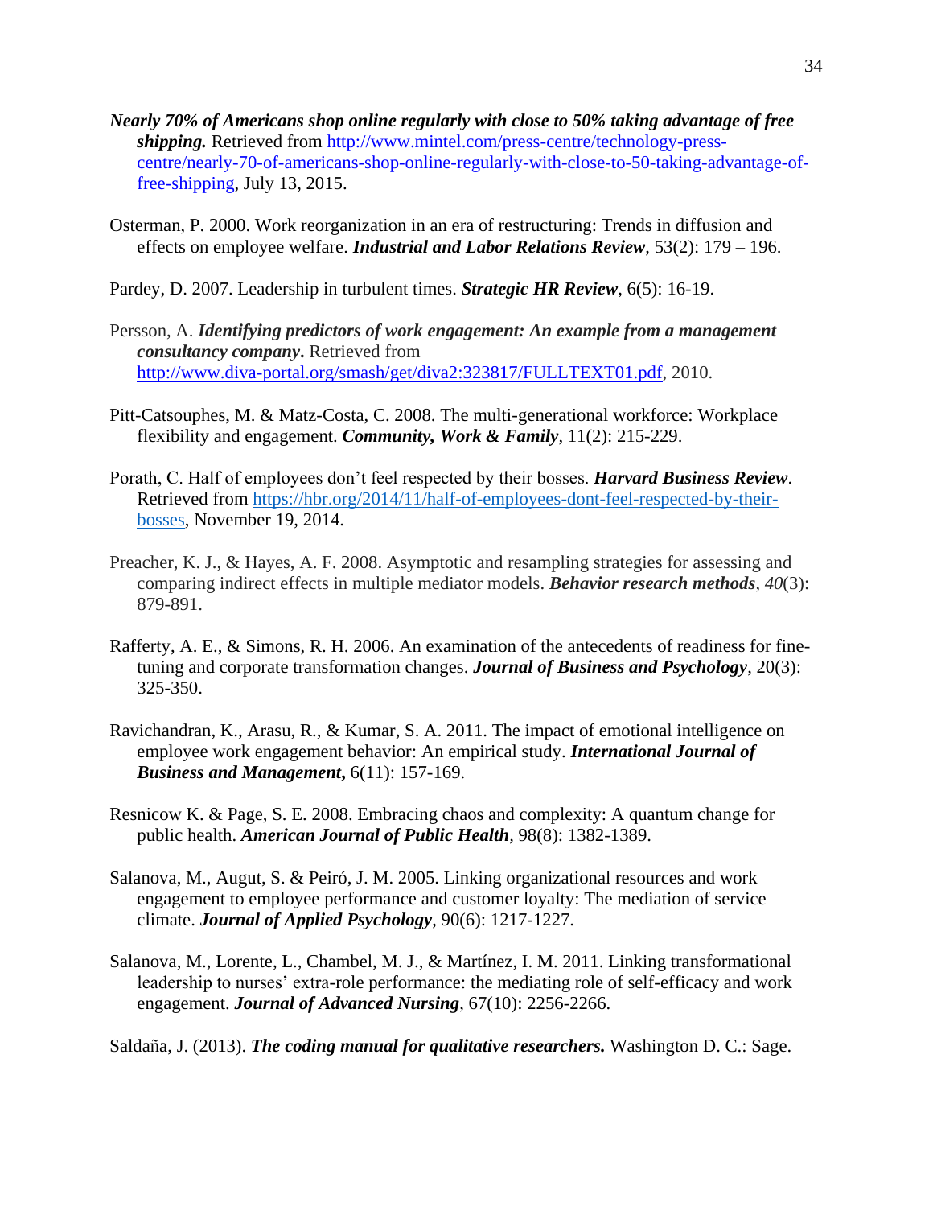***Nearly 70% of Americans shop online regularly with close to 50% taking advantage of free shipping.*** Retrieved from http://www.mintel.com/press-centre/technology-press-centre/nearly-70-of-americans-shop-online-regularly-with-close-to-50-taking-advantage-of-free-shipping, July 13, 2015.

Osterman, P. 2000. Work reorganization in an era of restructuring: Trends in diffusion and effects on employee welfare. ***Industrial and Labor Relations Review***, 53(2): 179 – 196.

Pardey, D. 2007. Leadership in turbulent times. ***Strategic HR Review***, 6(5): 16-19.

Persson, A. ***Identifying predictors of work engagement: An example from a management consultancy company.*** Retrieved from http://www.diva-portal.org/smash/get/diva2:323817/FULLTEXT01.pdf, 2010.

Pitt-Catsouphes, M. & Matz-Costa, C. 2008. The multi-generational workforce: Workplace flexibility and engagement. ***Community, Work & Family***, 11(2): 215-229.

Porath, C. Half of employees don't feel respected by their bosses. ***Harvard Business Review***. Retrieved from https://hbr.org/2014/11/half-of-employees-dont-feel-respected-by-their-bosses, November 19, 2014.

Preacher, K. J., & Hayes, A. F. 2008. Asymptotic and resampling strategies for assessing and comparing indirect effects in multiple mediator models. ***Behavior research methods***, *40*(3): 879-891.

Rafferty, A. E., & Simons, R. H. 2006. An examination of the antecedents of readiness for fine-tuning and corporate transformation changes. ***Journal of Business and Psychology***, 20(3): 325-350.

Ravichandran, K., Arasu, R., & Kumar, S. A. 2011. The impact of emotional intelligence on employee work engagement behavior: An empirical study. ***International Journal of Business and Management,*** 6(11): 157-169.

Resnicow K. & Page, S. E. 2008. Embracing chaos and complexity: A quantum change for public health. ***American Journal of Public Health***, 98(8): 1382-1389.

Salanova, M., Augut, S. & Peiró, J. M. 2005. Linking organizational resources and work engagement to employee performance and customer loyalty: The mediation of service climate. ***Journal of Applied Psychology***, 90(6): 1217-1227.

Salanova, M., Lorente, L., Chambel, M. J., & Martínez, I. M. 2011. Linking transformational leadership to nurses' extra-role performance: the mediating role of self-efficacy and work engagement. ***Journal of Advanced Nursing***, 67(10): 2256-2266.

Saldaña, J. (2013). ***The coding manual for qualitative researchers.*** Washington D. C.: Sage.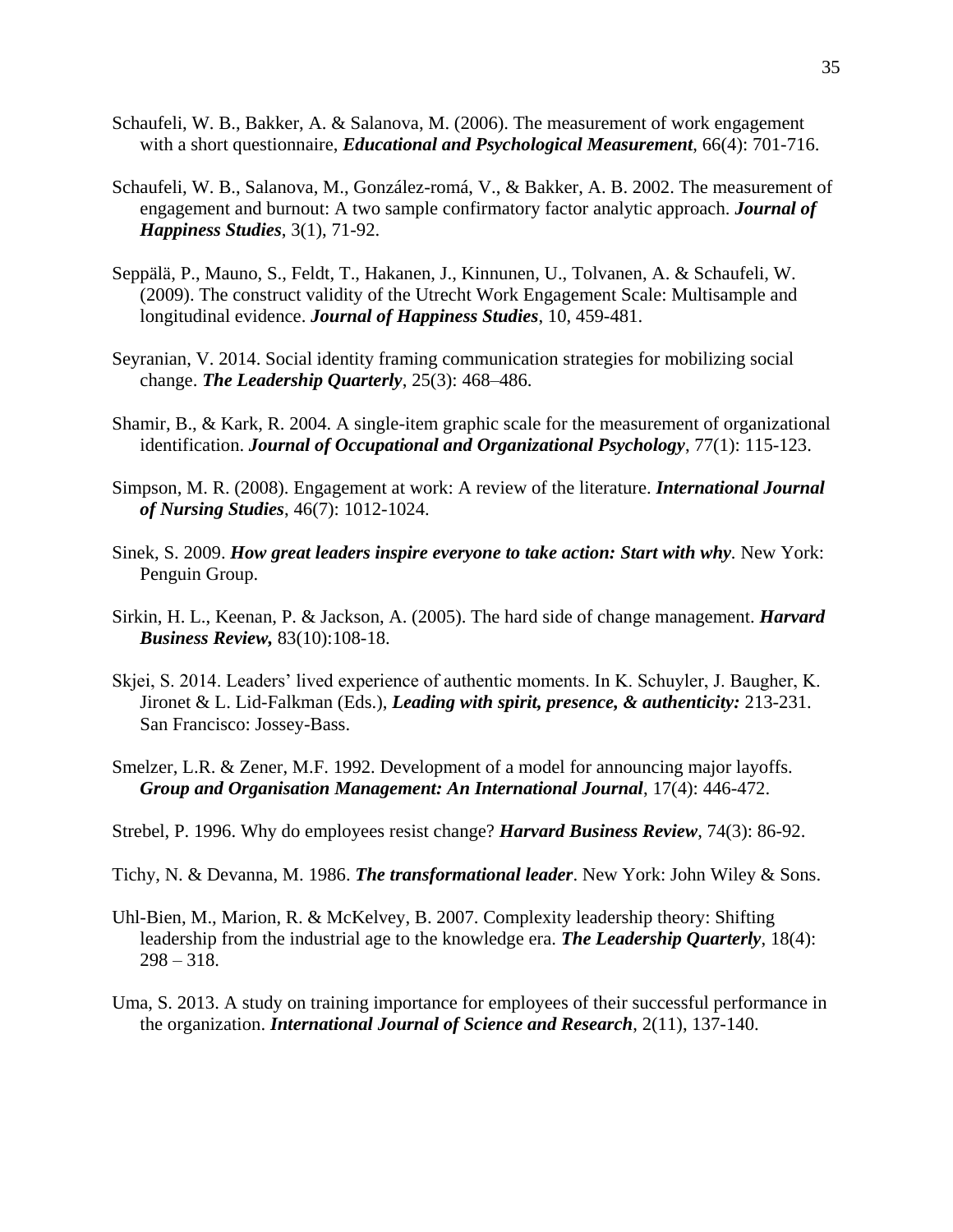Schaufeli, W. B., Bakker, A. & Salanova, M. (2006). The measurement of work engagement with a short questionnaire, ***Educational and Psychological Measurement***, 66(4): 701-716.

Schaufeli, W. B., Salanova, M., González-romá, V., & Bakker, A. B. 2002. The measurement of engagement and burnout: A two sample confirmatory factor analytic approach. ***Journal of Happiness Studies***, 3(1), 71-92.

Seppälä, P., Mauno, S., Feldt, T., Hakanen, J., Kinnunen, U., Tolvanen, A. & Schaufeli, W. (2009). The construct validity of the Utrecht Work Engagement Scale: Multisample and longitudinal evidence. ***Journal of Happiness Studies***, 10, 459-481.

Seyranian, V. 2014. Social identity framing communication strategies for mobilizing social change. ***The Leadership Quarterly***, 25(3): 468–486.

Shamir, B., & Kark, R. 2004. A single-item graphic scale for the measurement of organizational identification. ***Journal of Occupational and Organizational Psychology***, 77(1): 115-123.

Simpson, M. R. (2008). Engagement at work: A review of the literature. ***International Journal of Nursing Studies***, 46(7): 1012-1024.

Sinek, S. 2009. ***How great leaders inspire everyone to take action: Start with why***. New York: Penguin Group.

Sirkin, H. L., Keenan, P. & Jackson, A. (2005). The hard side of change management. ***Harvard Business Review,*** 83(10):108-18.

Skjei, S. 2014. Leaders' lived experience of authentic moments. In K. Schuyler, J. Baugher, K. Jironet & L. Lid-Falkman (Eds.), ***Leading with spirit, presence, & authenticity:*** 213-231. San Francisco: Jossey-Bass.

Smelzer, L.R. & Zener, M.F. 1992. Development of a model for announcing major layoffs. ***Group and Organisation Management: An International Journal***, 17(4): 446-472.

Strebel, P. 1996. Why do employees resist change? ***Harvard Business Review***, 74(3): 86-92.

Tichy, N. & Devanna, M. 1986. ***The transformational leader***. New York: John Wiley & Sons.

Uhl-Bien, M., Marion, R. & McKelvey, B. 2007. Complexity leadership theory: Shifting leadership from the industrial age to the knowledge era. ***The Leadership Quarterly***, 18(4): 298 – 318.

Uma, S. 2013. A study on training importance for employees of their successful performance in the organization. ***International Journal of Science and Research***, 2(11), 137-140.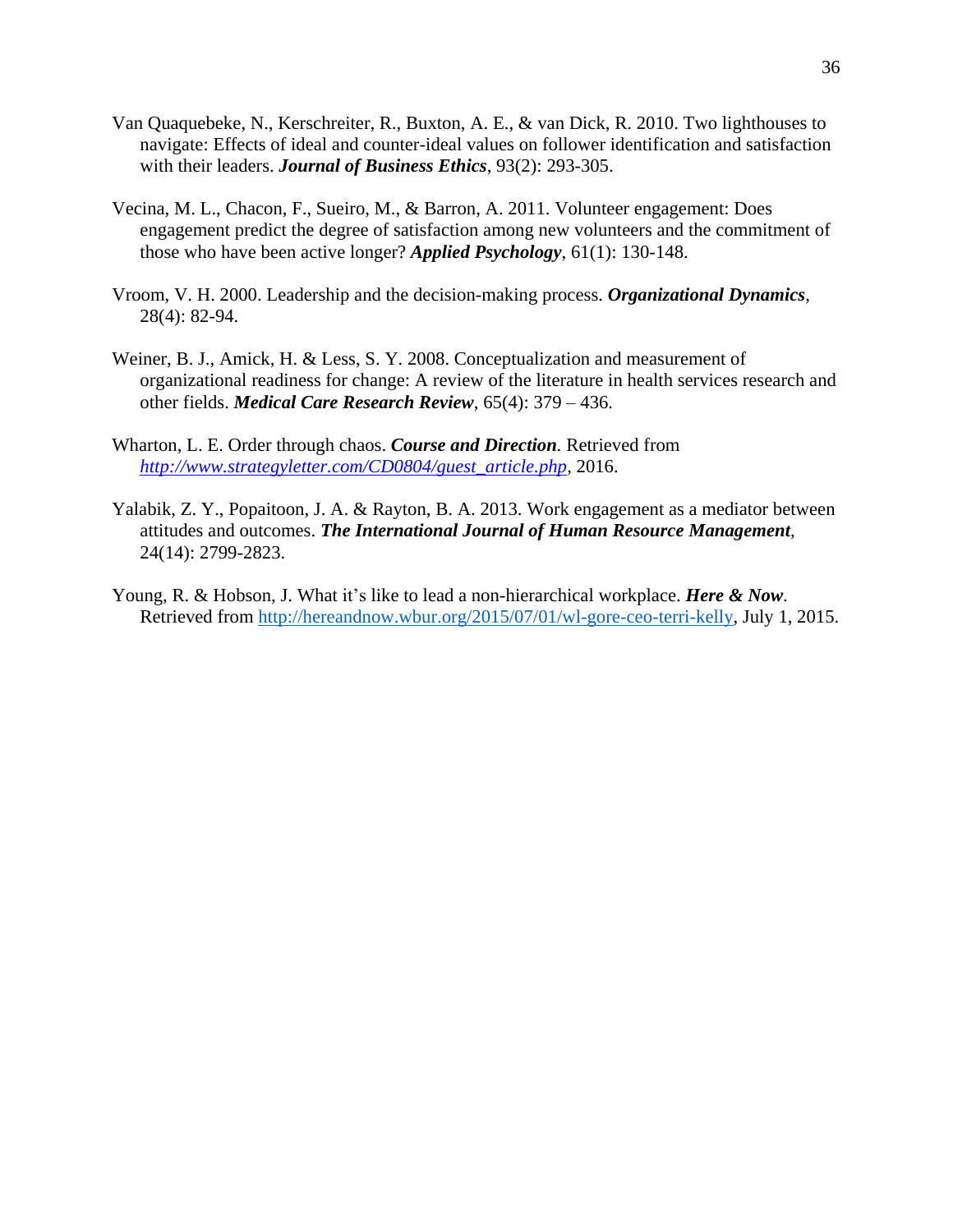Van Quaquebeke, N., Kerschreiter, R., Buxton, A. E., & van Dick, R. 2010. Two lighthouses to navigate: Effects of ideal and counter-ideal values on follower identification and satisfaction with their leaders. ***Journal of Business Ethics***, 93(2): 293-305.

Vecina, M. L., Chacon, F., Sueiro, M., & Barron, A. 2011. Volunteer engagement: Does engagement predict the degree of satisfaction among new volunteers and the commitment of those who have been active longer? ***Applied Psychology***, 61(1): 130-148.

Vroom, V. H. 2000. Leadership and the decision-making process. ***Organizational Dynamics***, 28(4): 82-94.

Weiner, B. J., Amick, H. & Less, S. Y. 2008. Conceptualization and measurement of organizational readiness for change: A review of the literature in health services research and other fields. ***Medical Care Research Review***, 65(4): 379 – 436.

Wharton, L. E. Order through chaos. ***Course and Direction***. Retrieved from *http://www.strategyletter.com/CD0804/guest_article.php*, 2016.

Yalabik, Z. Y., Popaitoon, J. A. & Rayton, B. A. 2013. Work engagement as a mediator between attitudes and outcomes. ***The International Journal of Human Resource Management***, 24(14): 2799-2823.

Young, R. & Hobson, J. What it's like to lead a non-hierarchical workplace. ***Here & Now***. Retrieved from http://hereandnow.wbur.org/2015/07/01/wl-gore-ceo-terri-kelly, July 1, 2015.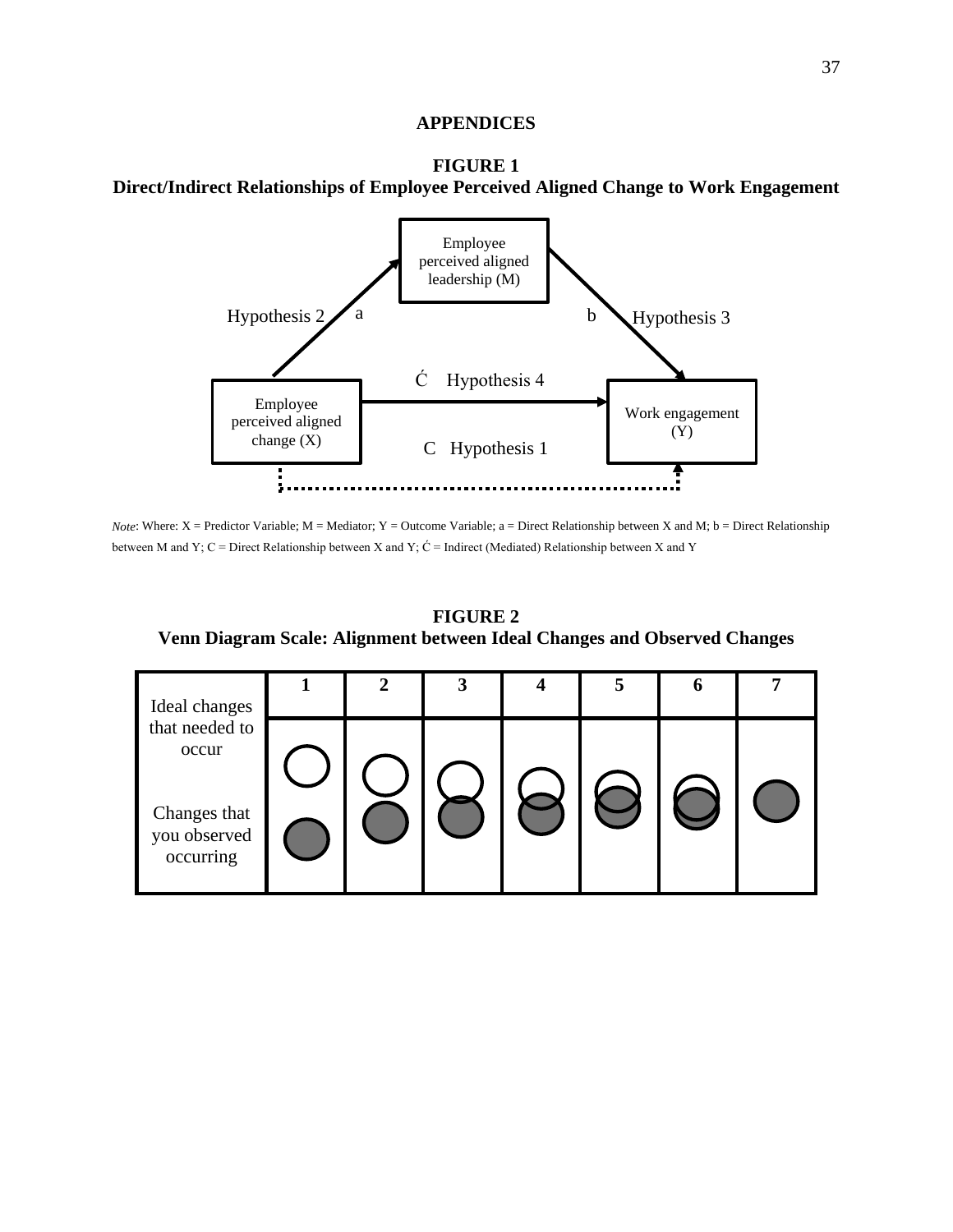## APPENDICES

**FIGURE 1**
**Direct/Indirect Relationships of Employee Perceived Aligned Change to Work Engagement**

Employee perceived aligned leadership (M)

Hypothesis 2 a

b Hypothesis 3

Ć Hypothesis 4

Employee perceived aligned change (X)

Work engagement (Y)

C Hypothesis 1

*Note*: Where: X = Predictor Variable; M = Mediator; Y = Outcome Variable; a = Direct Relationship between X and M; b = Direct Relationship between M and Y; C = Direct Relationship between X and Y; Ć = Indirect (Mediated) Relationship between X and Y

**FIGURE 2**
**Venn Diagram Scale: Alignment between Ideal Changes and Observed Changes**

| Ideal changes that needed to occur / Changes that you observed occurring | 1 | 2 | 3 | 4 | 5 | 6 | 7 |
|---|---|---|---|---|---|---|---|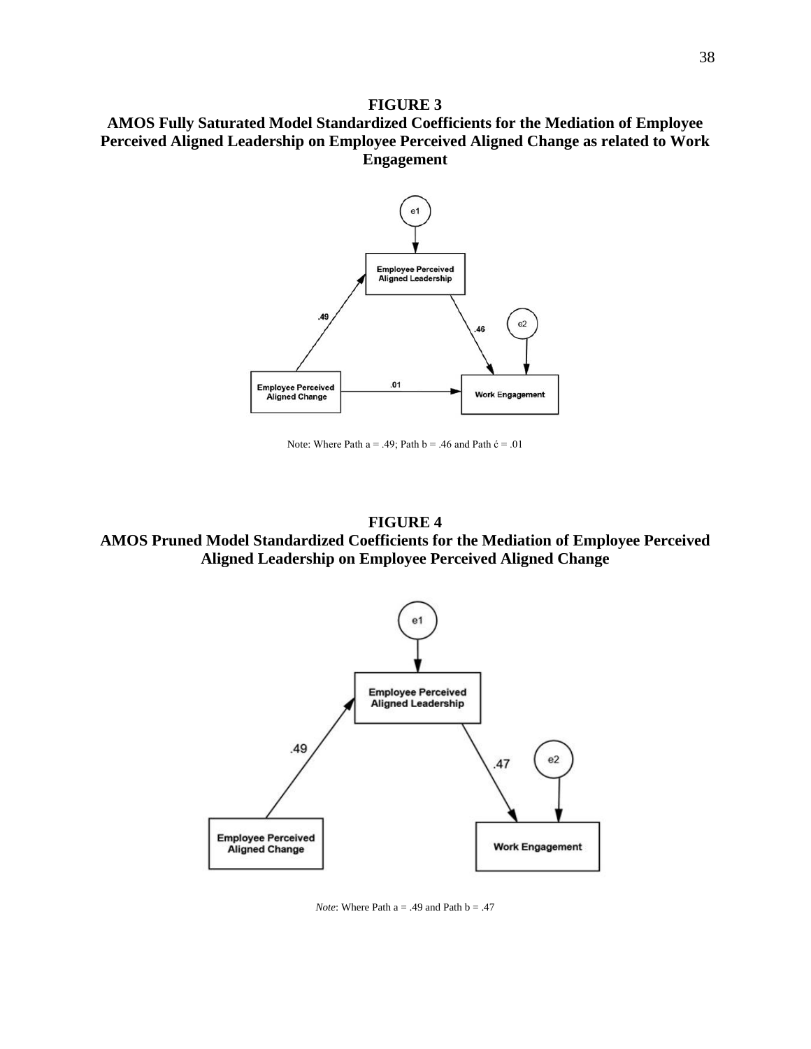**FIGURE 3**

**AMOS Fully Saturated Model Standardized Coefficients for the Mediation of Employee Perceived Aligned Leadership on Employee Perceived Aligned Change as related to Work Engagement**

Note: Where Path a = .49; Path b = .46 and Path ć = .01

**FIGURE 4**

**AMOS Pruned Model Standardized Coefficients for the Mediation of Employee Perceived Aligned Leadership on Employee Perceived Aligned Change**

*Note*: Where Path a = .49 and Path b = .47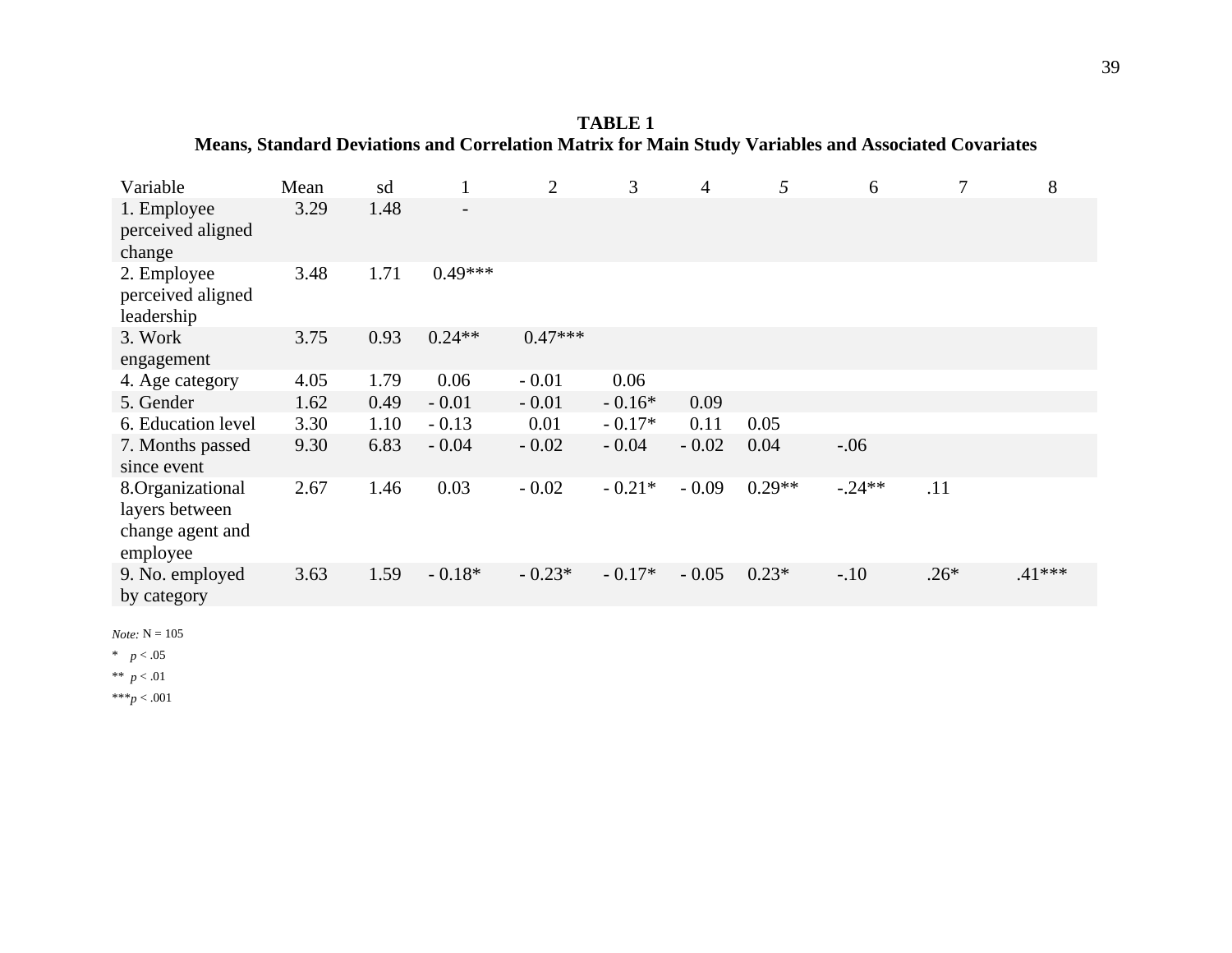**TABLE 1**

**Means, Standard Deviations and Correlation Matrix for Main Study Variables and Associated Covariates**

| Variable | Mean | sd | 1 | 2 | 3 | 4 | *5* | 6 | 7 | 8 |
|---|---|---|---|---|---|---|---|---|---|---|
| 1. Employee perceived aligned change | 3.29 | 1.48 | - | | | | | | | |
| 2. Employee perceived aligned leadership | 3.48 | 1.71 | 0.49*** | | | | | | | |
| 3. Work engagement | 3.75 | 0.93 | 0.24** | 0.47*** | | | | | | |
| 4. Age category | 4.05 | 1.79 | 0.06 | - 0.01 | 0.06 | | | | | |
| 5. Gender | 1.62 | 0.49 | - 0.01 | - 0.01 | - 0.16* | 0.09 | | | | |
| 6. Education level | 3.30 | 1.10 | - 0.13 | 0.01 | - 0.17* | 0.11 | 0.05 | | | |
| 7. Months passed since event | 9.30 | 6.83 | - 0.04 | - 0.02 | - 0.04 | - 0.02 | 0.04 | -.06 | | |
| 8.Organizational layers between change agent and employee | 2.67 | 1.46 | 0.03 | - 0.02 | - 0.21* | - 0.09 | 0.29** | -.24** | .11 | |
| 9. No. employed by category | 3.63 | 1.59 | - 0.18* | - 0.23* | - 0.17* | - 0.05 | 0.23* | -.10 | .26* | .41*** |

*Note:* N = 105

\* $p < .05$

\*\* $p < .01$

\*\*\* $p < .001$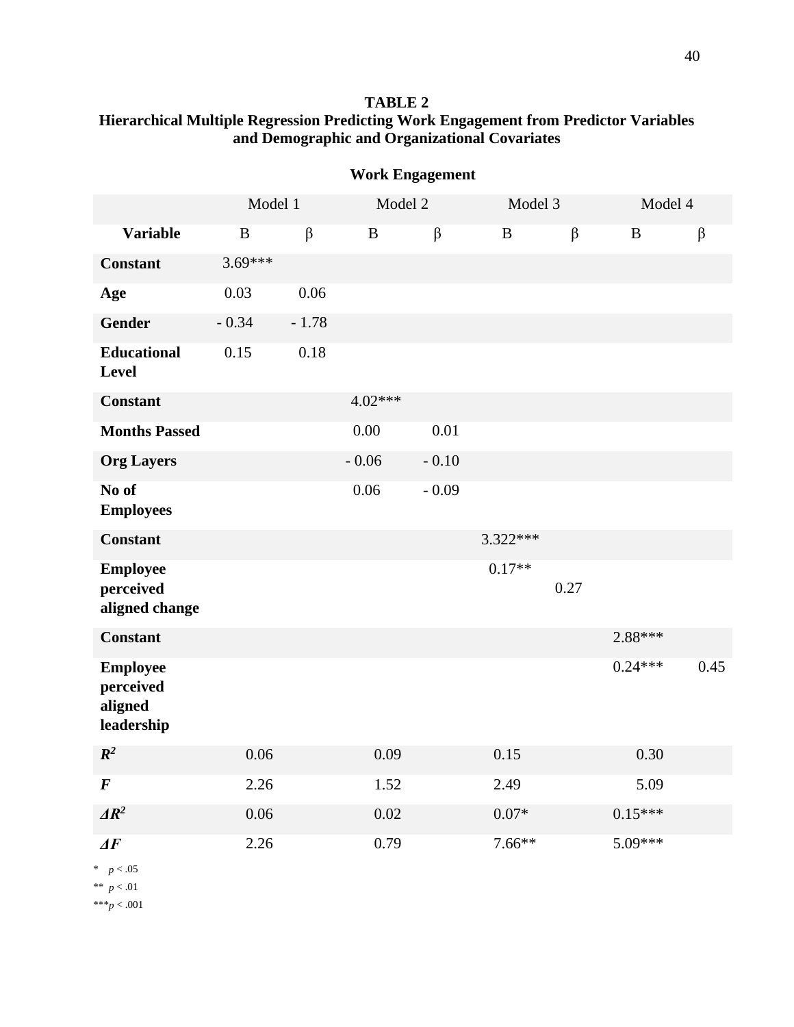**TABLE 2**
**Hierarchical Multiple Regression Predicting Work Engagement from Predictor Variables and Demographic and Organizational Covariates**

**Work Engagement**

| | Model 1 | | Model 2 | | Model 3 | | Model 4 | |
|---|---|---|---|---|---|---|---|---|
| **Variable** | B | β | B | β | B | β | B | β |
| **Constant** | 3.69*** | | | | | | | |
| **Age** | 0.03 | 0.06 | | | | | | |
| **Gender** | - 0.34 | - 1.78 | | | | | | |
| **Educational Level** | 0.15 | 0.18 | | | | | | |
| **Constant** | | | 4.02*** | | | | | |
| **Months Passed** | | | 0.00 | 0.01 | | | | |
| **Org Layers** | | | - 0.06 | - 0.10 | | | | |
| **No of Employees** | | | 0.06 | - 0.09 | | | | |
| **Constant** | | | | | 3.322*** | | | |
| **Employee perceived aligned change** | | | | | 0.17** | 0.27 | | |
| **Constant** | | | | | | | 2.88*** | |
| **Employee perceived aligned leadership** | | | | | | | 0.24*** | 0.45 |
| $R^2$ | 0.06 | | 0.09 | | 0.15 | | 0.30 | |
| $F$ | 2.26 | | 1.52 | | 2.49 | | 5.09 | |
| $\Delta R^2$ | 0.06 | | 0.02 | | 0.07* | | 0.15*** | |
| $\Delta F$ | 2.26 | | 0.79 | | 7.66** | | 5.09*** | |

\* $p < .05$

\*\* $p < .01$

\*\*\* $p < .001$